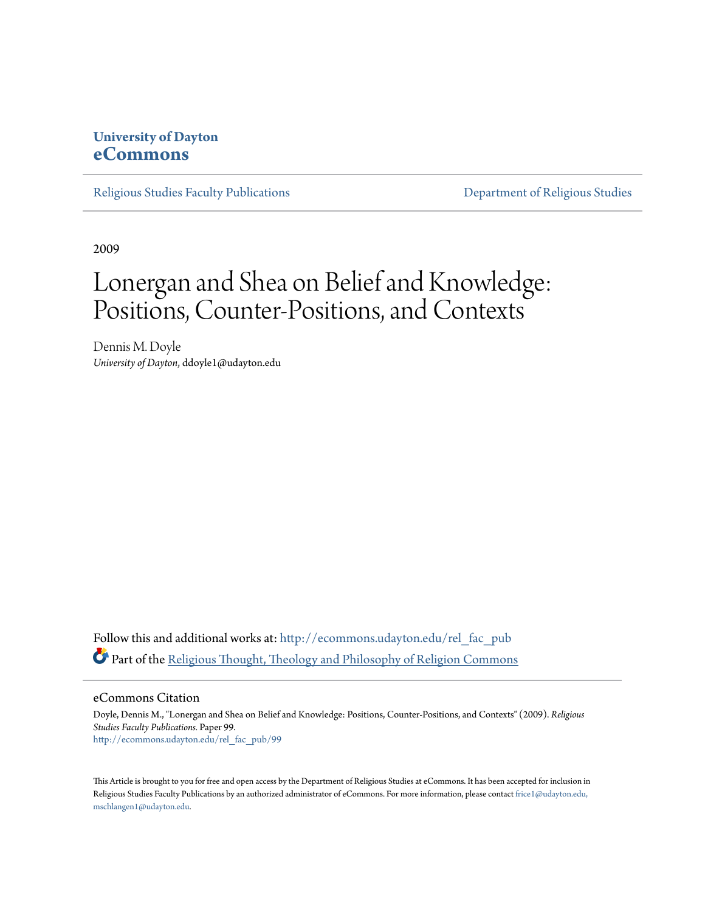University of Dayton
**eCommons**

Religious Studies Faculty Publications | Department of Religious Studies

---

2009

# Lonergan and Shea on Belief and Knowledge: Positions, Counter-Positions, and Contexts

Dennis M. Doyle
*University of Dayton*, ddoyle1@udayton.edu

Follow this and additional works at: http://ecommons.udayton.edu/rel_fac_pub

Part of the Religious Thought, Theology and Philosophy of Religion Commons

## eCommons Citation

Doyle, Dennis M., "Lonergan and Shea on Belief and Knowledge: Positions, Counter-Positions, and Contexts" (2009). *Religious Studies Faculty Publications.* Paper 99.
http://ecommons.udayton.edu/rel_fac_pub/99

This Article is brought to you for free and open access by the Department of Religious Studies at eCommons. It has been accepted for inclusion in Religious Studies Faculty Publications by an authorized administrator of eCommons. For more information, please contact frice1@udayton.edu, mschlangen1@udayton.edu.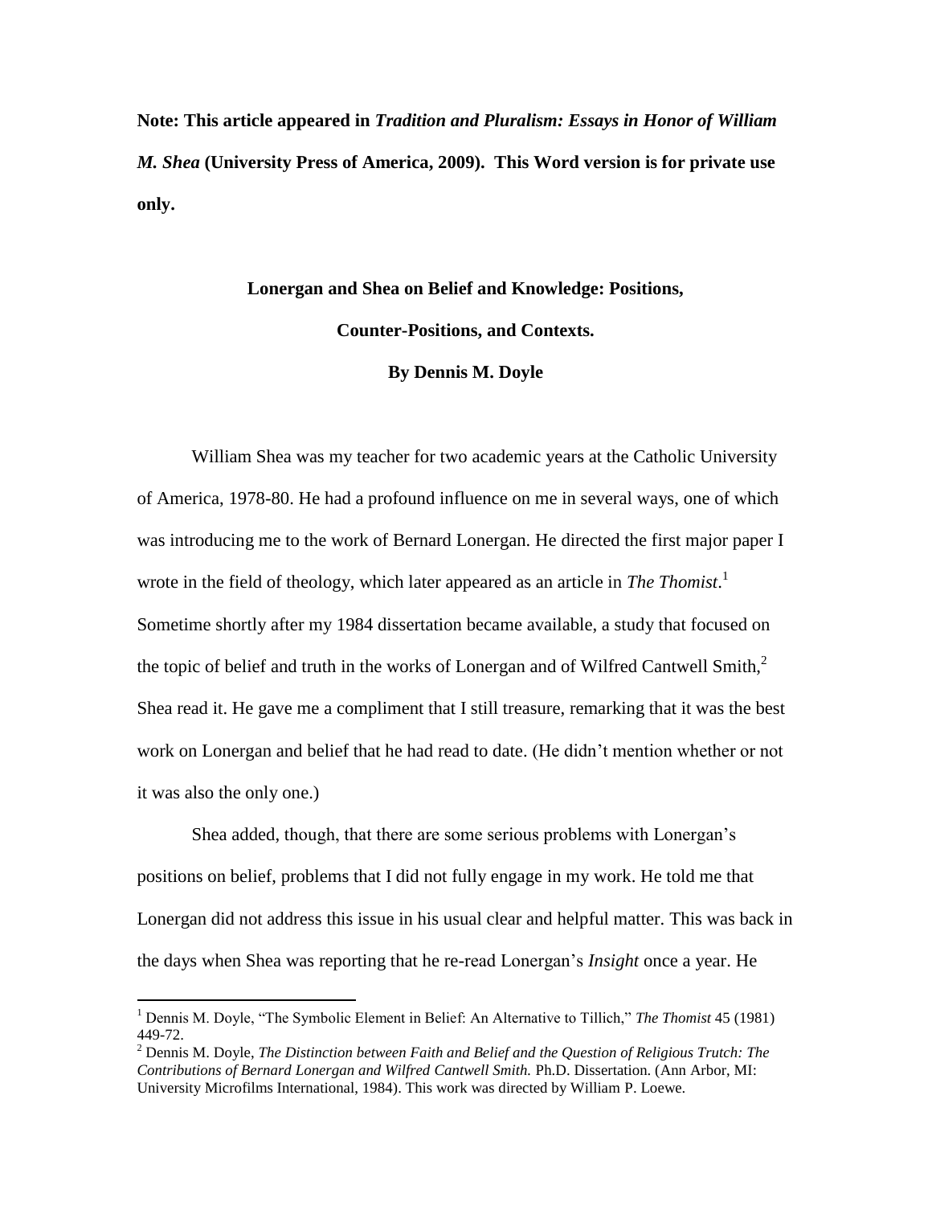**Note: This article appeared in *Tradition and Pluralism: Essays in Honor of William M. Shea* (University Press of America, 2009). This Word version is for private use only.**

# Lonergan and Shea on Belief and Knowledge: Positions, Counter-Positions, and Contexts.

### By Dennis M. Doyle

William Shea was my teacher for two academic years at the Catholic University of America, 1978-80. He had a profound influence on me in several ways, one of which was introducing me to the work of Bernard Lonergan. He directed the first major paper I wrote in the field of theology, which later appeared as an article in *The Thomist*.[1] Sometime shortly after my 1984 dissertation became available, a study that focused on the topic of belief and truth in the works of Lonergan and of Wilfred Cantwell Smith,[2] Shea read it. He gave me a compliment that I still treasure, remarking that it was the best work on Lonergan and belief that he had read to date. (He didn't mention whether or not it was also the only one.)

Shea added, though, that there are some serious problems with Lonergan's positions on belief, problems that I did not fully engage in my work. He told me that Lonergan did not address this issue in his usual clear and helpful matter. This was back in the days when Shea was reporting that he re-read Lonergan's *Insight* once a year. He

---

[1] Dennis M. Doyle, "The Symbolic Element in Belief: An Alternative to Tillich," *The Thomist* 45 (1981) 449-72.

[2] Dennis M. Doyle, *The Distinction between Faith and Belief and the Question of Religious Trutch: The Contributions of Bernard Lonergan and Wilfred Cantwell Smith.* Ph.D. Dissertation. (Ann Arbor, MI: University Microfilms International, 1984). This work was directed by William P. Loewe.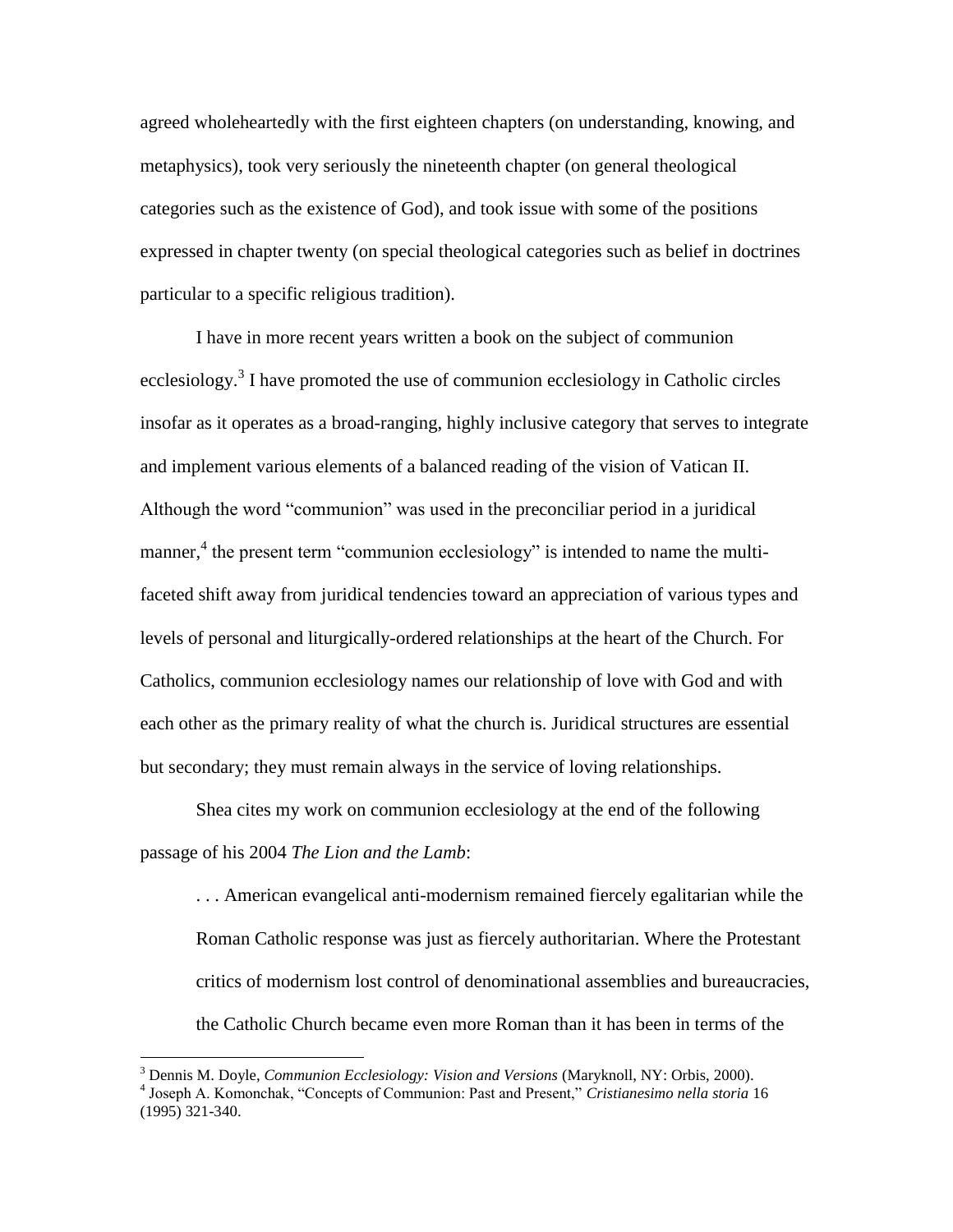agreed wholeheartedly with the first eighteen chapters (on understanding, knowing, and metaphysics), took very seriously the nineteenth chapter (on general theological categories such as the existence of God), and took issue with some of the positions expressed in chapter twenty (on special theological categories such as belief in doctrines particular to a specific religious tradition).

I have in more recent years written a book on the subject of communion ecclesiology.[3] I have promoted the use of communion ecclesiology in Catholic circles insofar as it operates as a broad-ranging, highly inclusive category that serves to integrate and implement various elements of a balanced reading of the vision of Vatican II. Although the word "communion" was used in the preconciliar period in a juridical manner,[4] the present term "communion ecclesiology" is intended to name the multi-faceted shift away from juridical tendencies toward an appreciation of various types and levels of personal and liturgically-ordered relationships at the heart of the Church. For Catholics, communion ecclesiology names our relationship of love with God and with each other as the primary reality of what the church is. Juridical structures are essential but secondary; they must remain always in the service of loving relationships.

Shea cites my work on communion ecclesiology at the end of the following passage of his 2004 *The Lion and the Lamb*:

> . . . American evangelical anti-modernism remained fiercely egalitarian while the Roman Catholic response was just as fiercely authoritarian. Where the Protestant critics of modernism lost control of denominational assemblies and bureaucracies, the Catholic Church became even more Roman than it has been in terms of the

[3] Dennis M. Doyle, *Communion Ecclesiology: Vision and Versions* (Maryknoll, NY: Orbis, 2000).

[4] Joseph A. Komonchak, "Concepts of Communion: Past and Present," *Cristianesimo nella storia* 16 (1995) 321-340.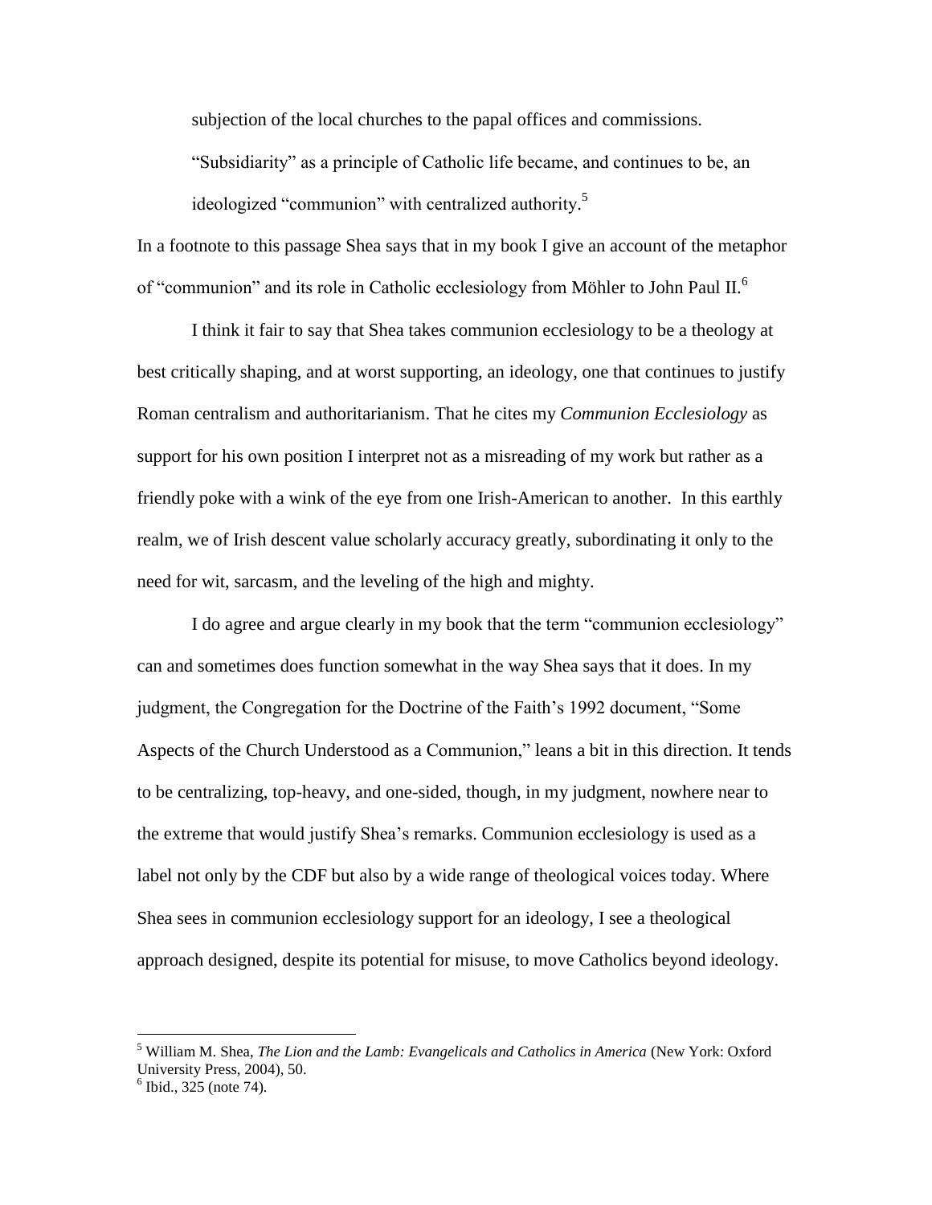> subjection of the local churches to the papal offices and commissions. "Subsidiarity" as a principle of Catholic life became, and continues to be, an ideologized "communion" with centralized authority.[5]

In a footnote to this passage Shea says that in my book I give an account of the metaphor of "communion" and its role in Catholic ecclesiology from Möhler to John Paul II.[6]

I think it fair to say that Shea takes communion ecclesiology to be a theology at best critically shaping, and at worst supporting, an ideology, one that continues to justify Roman centralism and authoritarianism. That he cites my *Communion Ecclesiology* as support for his own position I interpret not as a misreading of my work but rather as a friendly poke with a wink of the eye from one Irish-American to another. In this earthly realm, we of Irish descent value scholarly accuracy greatly, subordinating it only to the need for wit, sarcasm, and the leveling of the high and mighty.

I do agree and argue clearly in my book that the term "communion ecclesiology" can and sometimes does function somewhat in the way Shea says that it does. In my judgment, the Congregation for the Doctrine of the Faith's 1992 document, "Some Aspects of the Church Understood as a Communion," leans a bit in this direction. It tends to be centralizing, top-heavy, and one-sided, though, in my judgment, nowhere near to the extreme that would justify Shea's remarks. Communion ecclesiology is used as a label not only by the CDF but also by a wide range of theological voices today. Where Shea sees in communion ecclesiology support for an ideology, I see a theological approach designed, despite its potential for misuse, to move Catholics beyond ideology.

---

[5] William M. Shea, *The Lion and the Lamb: Evangelicals and Catholics in America* (New York: Oxford University Press, 2004), 50.

[6] Ibid., 325 (note 74).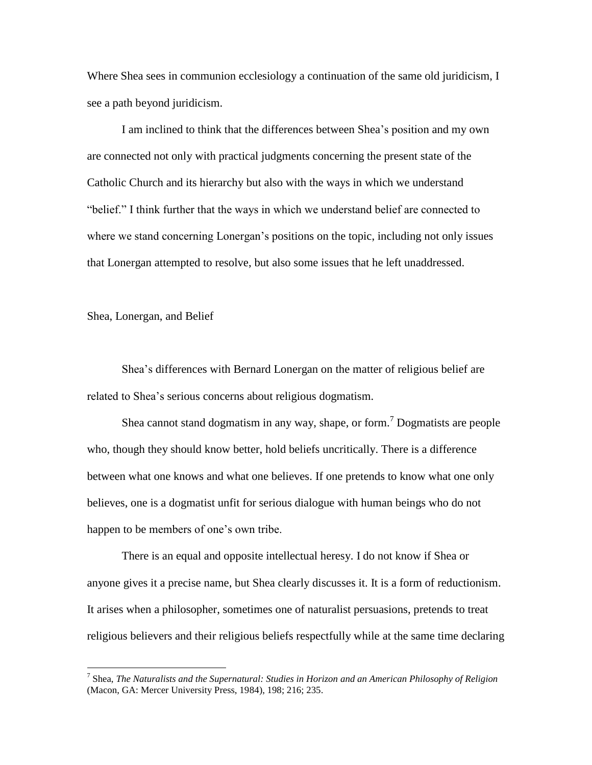Where Shea sees in communion ecclesiology a continuation of the same old juridicism, I see a path beyond juridicism.

I am inclined to think that the differences between Shea's position and my own are connected not only with practical judgments concerning the present state of the Catholic Church and its hierarchy but also with the ways in which we understand "belief." I think further that the ways in which we understand belief are connected to where we stand concerning Lonergan's positions on the topic, including not only issues that Lonergan attempted to resolve, but also some issues that he left unaddressed.

## Shea, Lonergan, and Belief

Shea's differences with Bernard Lonergan on the matter of religious belief are related to Shea's serious concerns about religious dogmatism.

Shea cannot stand dogmatism in any way, shape, or form.[7] Dogmatists are people who, though they should know better, hold beliefs uncritically. There is a difference between what one knows and what one believes. If one pretends to know what one only believes, one is a dogmatist unfit for serious dialogue with human beings who do not happen to be members of one's own tribe.

There is an equal and opposite intellectual heresy. I do not know if Shea or anyone gives it a precise name, but Shea clearly discusses it. It is a form of reductionism. It arises when a philosopher, sometimes one of naturalist persuasions, pretends to treat religious believers and their religious beliefs respectfully while at the same time declaring

---

[7] Shea, *The Naturalists and the Supernatural: Studies in Horizon and an American Philosophy of Religion* (Macon, GA: Mercer University Press, 1984), 198; 216; 235.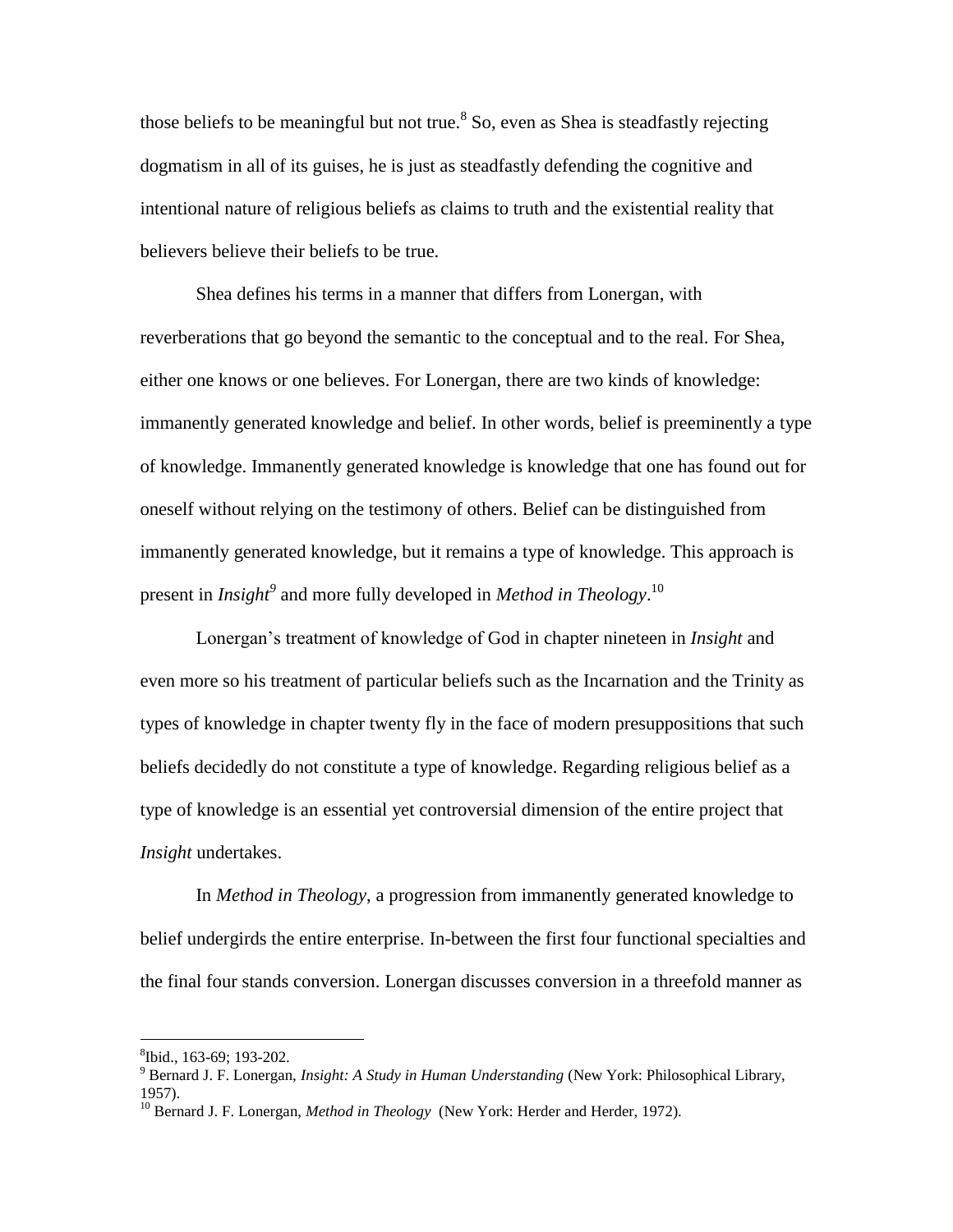those beliefs to be meaningful but not true.[8] So, even as Shea is steadfastly rejecting dogmatism in all of its guises, he is just as steadfastly defending the cognitive and intentional nature of religious beliefs as claims to truth and the existential reality that believers believe their beliefs to be true.

Shea defines his terms in a manner that differs from Lonergan, with reverberations that go beyond the semantic to the conceptual and to the real. For Shea, either one knows or one believes. For Lonergan, there are two kinds of knowledge: immanently generated knowledge and belief. In other words, belief is preeminently a type of knowledge. Immanently generated knowledge is knowledge that one has found out for oneself without relying on the testimony of others. Belief can be distinguished from immanently generated knowledge, but it remains a type of knowledge. This approach is present in *Insight*[9] and more fully developed in *Method in Theology*.[10]

Lonergan's treatment of knowledge of God in chapter nineteen in *Insight* and even more so his treatment of particular beliefs such as the Incarnation and the Trinity as types of knowledge in chapter twenty fly in the face of modern presuppositions that such beliefs decidedly do not constitute a type of knowledge. Regarding religious belief as a type of knowledge is an essential yet controversial dimension of the entire project that *Insight* undertakes.

In *Method in Theology*, a progression from immanently generated knowledge to belief undergirds the entire enterprise. In-between the first four functional specialties and the final four stands conversion. Lonergan discusses conversion in a threefold manner as

---

[8] Ibid., 163-69; 193-202.

[9] Bernard J. F. Lonergan, *Insight: A Study in Human Understanding* (New York: Philosophical Library, 1957).

[10] Bernard J. F. Lonergan, *Method in Theology* (New York: Herder and Herder, 1972).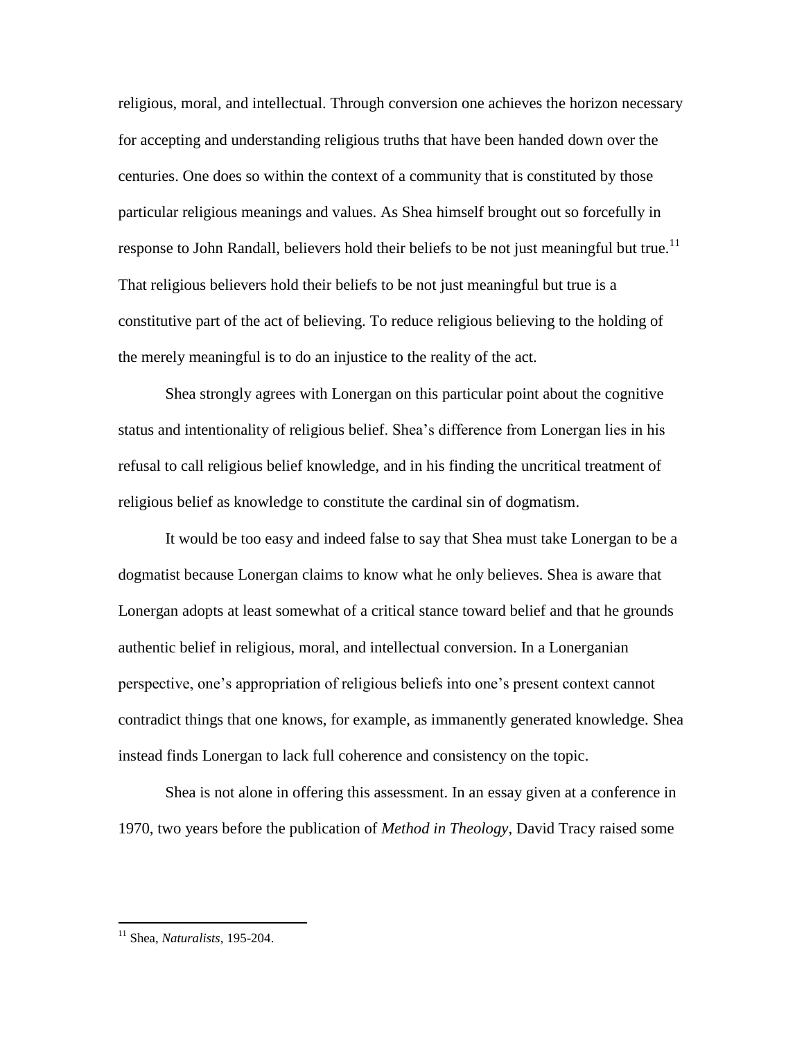religious, moral, and intellectual. Through conversion one achieves the horizon necessary for accepting and understanding religious truths that have been handed down over the centuries. One does so within the context of a community that is constituted by those particular religious meanings and values. As Shea himself brought out so forcefully in response to John Randall, believers hold their beliefs to be not just meaningful but true.[11] That religious believers hold their beliefs to be not just meaningful but true is a constitutive part of the act of believing. To reduce religious believing to the holding of the merely meaningful is to do an injustice to the reality of the act.

Shea strongly agrees with Lonergan on this particular point about the cognitive status and intentionality of religious belief. Shea's difference from Lonergan lies in his refusal to call religious belief knowledge, and in his finding the uncritical treatment of religious belief as knowledge to constitute the cardinal sin of dogmatism.

It would be too easy and indeed false to say that Shea must take Lonergan to be a dogmatist because Lonergan claims to know what he only believes. Shea is aware that Lonergan adopts at least somewhat of a critical stance toward belief and that he grounds authentic belief in religious, moral, and intellectual conversion. In a Lonerganian perspective, one's appropriation of religious beliefs into one's present context cannot contradict things that one knows, for example, as immanently generated knowledge. Shea instead finds Lonergan to lack full coherence and consistency on the topic.

Shea is not alone in offering this assessment. In an essay given at a conference in 1970, two years before the publication of *Method in Theology*, David Tracy raised some

---

[11] Shea, *Naturalists*, 195-204.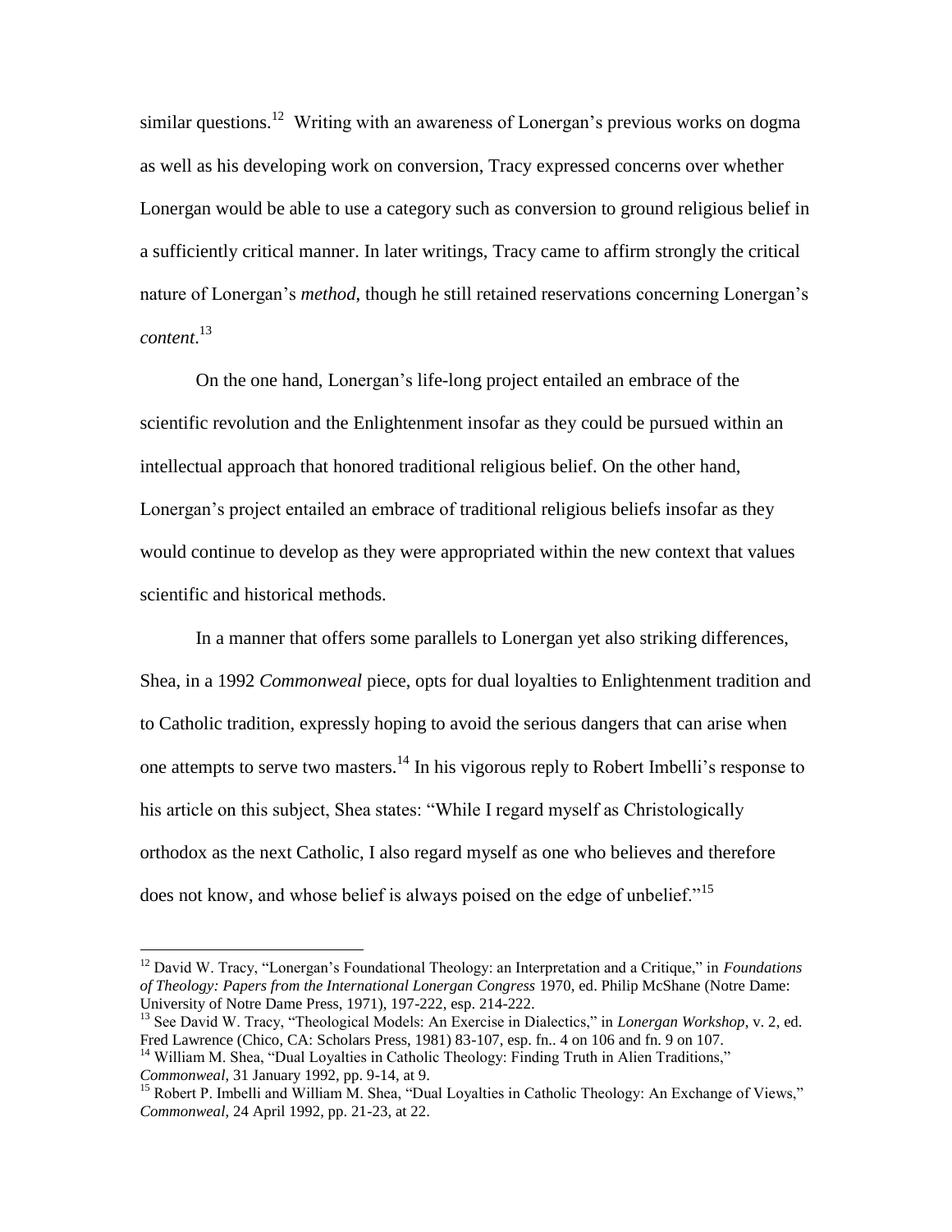similar questions.[12] Writing with an awareness of Lonergan's previous works on dogma as well as his developing work on conversion, Tracy expressed concerns over whether Lonergan would be able to use a category such as conversion to ground religious belief in a sufficiently critical manner. In later writings, Tracy came to affirm strongly the critical nature of Lonergan's *method*, though he still retained reservations concerning Lonergan's *content*.[13]

On the one hand, Lonergan's life-long project entailed an embrace of the scientific revolution and the Enlightenment insofar as they could be pursued within an intellectual approach that honored traditional religious belief. On the other hand, Lonergan's project entailed an embrace of traditional religious beliefs insofar as they would continue to develop as they were appropriated within the new context that values scientific and historical methods.

In a manner that offers some parallels to Lonergan yet also striking differences, Shea, in a 1992 *Commonweal* piece, opts for dual loyalties to Enlightenment tradition and to Catholic tradition, expressly hoping to avoid the serious dangers that can arise when one attempts to serve two masters.[14] In his vigorous reply to Robert Imbelli's response to his article on this subject, Shea states: "While I regard myself as Christologically orthodox as the next Catholic, I also regard myself as one who believes and therefore does not know, and whose belief is always poised on the edge of unbelief."[15]

---

[12] David W. Tracy, "Lonergan's Foundational Theology: an Interpretation and a Critique," in *Foundations of Theology: Papers from the International Lonergan Congress* 1970, ed. Philip McShane (Notre Dame: University of Notre Dame Press, 1971), 197-222, esp. 214-222.

[13] See David W. Tracy, "Theological Models: An Exercise in Dialectics," in *Lonergan Workshop*, v. 2, ed. Fred Lawrence (Chico, CA: Scholars Press, 1981) 83-107, esp. fn.. 4 on 106 and fn. 9 on 107.

[14] William M. Shea, "Dual Loyalties in Catholic Theology: Finding Truth in Alien Traditions," *Commonweal*, 31 January 1992, pp. 9-14, at 9.

[15] Robert P. Imbelli and William M. Shea, "Dual Loyalties in Catholic Theology: An Exchange of Views," *Commonweal*, 24 April 1992, pp. 21-23, at 22.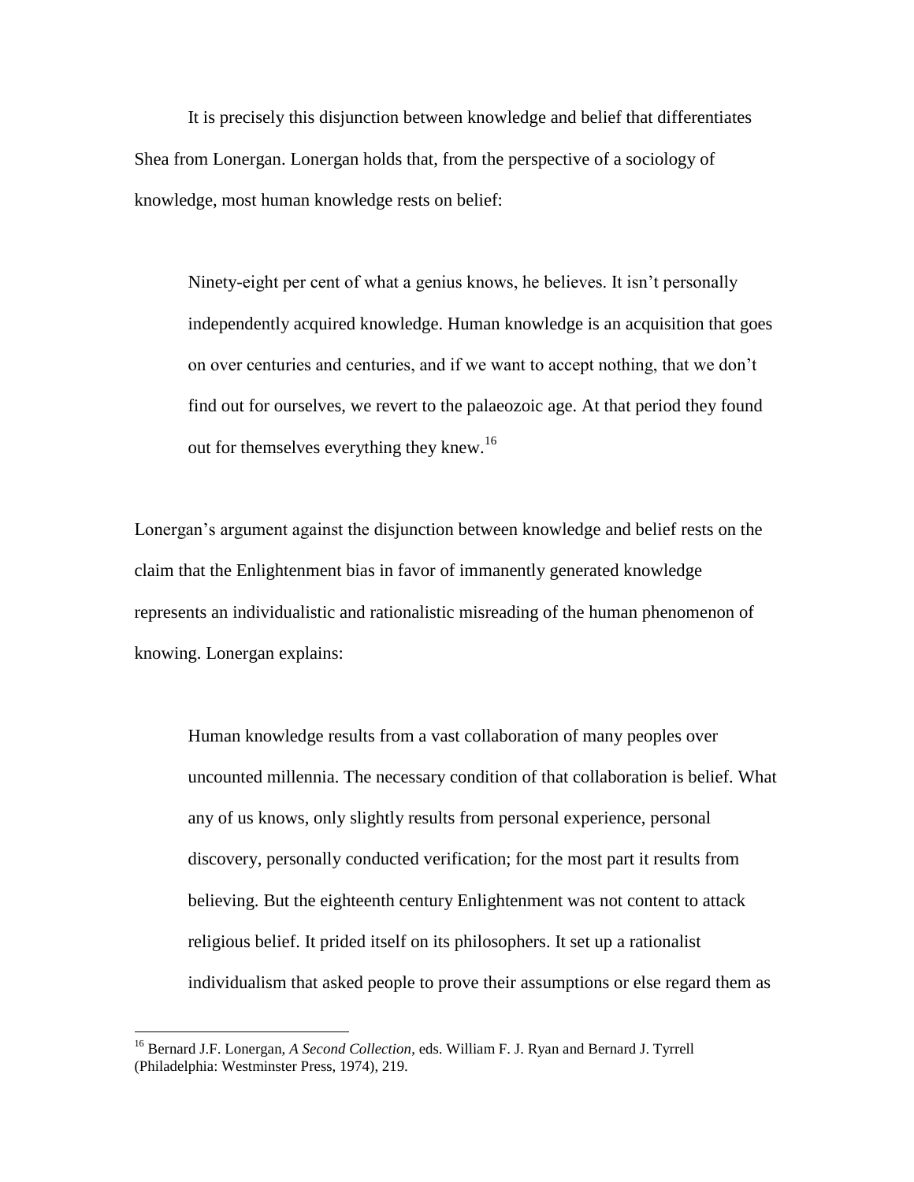It is precisely this disjunction between knowledge and belief that differentiates Shea from Lonergan. Lonergan holds that, from the perspective of a sociology of knowledge, most human knowledge rests on belief:

> Ninety-eight per cent of what a genius knows, he believes. It isn't personally independently acquired knowledge. Human knowledge is an acquisition that goes on over centuries and centuries, and if we want to accept nothing, that we don't find out for ourselves, we revert to the palaeozoic age. At that period they found out for themselves everything they knew.[16]

Lonergan's argument against the disjunction between knowledge and belief rests on the claim that the Enlightenment bias in favor of immanently generated knowledge represents an individualistic and rationalistic misreading of the human phenomenon of knowing. Lonergan explains:

> Human knowledge results from a vast collaboration of many peoples over uncounted millennia. The necessary condition of that collaboration is belief. What any of us knows, only slightly results from personal experience, personal discovery, personally conducted verification; for the most part it results from believing. But the eighteenth century Enlightenment was not content to attack religious belief. It prided itself on its philosophers. It set up a rationalist individualism that asked people to prove their assumptions or else regard them as

---

[16] Bernard J.F. Lonergan, *A Second Collection*, eds. William F. J. Ryan and Bernard J. Tyrrell (Philadelphia: Westminster Press, 1974), 219.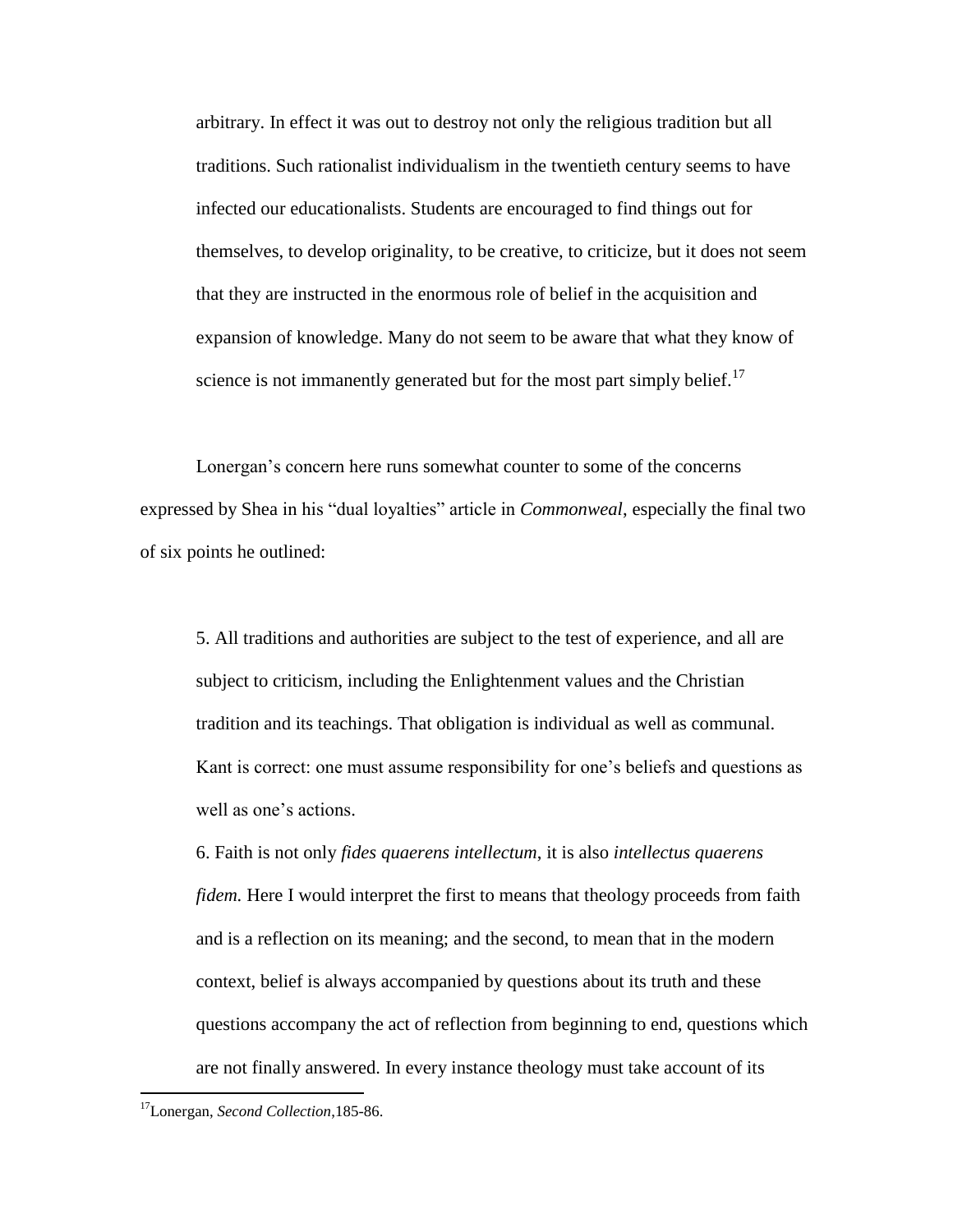> arbitrary. In effect it was out to destroy not only the religious tradition but all traditions. Such rationalist individualism in the twentieth century seems to have infected our educationalists. Students are encouraged to find things out for themselves, to develop originality, to be creative, to criticize, but it does not seem that they are instructed in the enormous role of belief in the acquisition and expansion of knowledge. Many do not seem to be aware that what they know of science is not immanently generated but for the most part simply belief.[17]

Lonergan's concern here runs somewhat counter to some of the concerns expressed by Shea in his "dual loyalties" article in *Commonweal*, especially the final two of six points he outlined:

> 5. All traditions and authorities are subject to the test of experience, and all are subject to criticism, including the Enlightenment values and the Christian tradition and its teachings. That obligation is individual as well as communal. Kant is correct: one must assume responsibility for one's beliefs and questions as well as one's actions.
>
> 6. Faith is not only *fides quaerens intellectum*, it is also *intellectus quaerens fidem.* Here I would interpret the first to means that theology proceeds from faith and is a reflection on its meaning; and the second, to mean that in the modern context, belief is always accompanied by questions about its truth and these questions accompany the act of reflection from beginning to end, questions which are not finally answered. In every instance theology must take account of its

[17] Lonergan, *Second Collection*,185-86.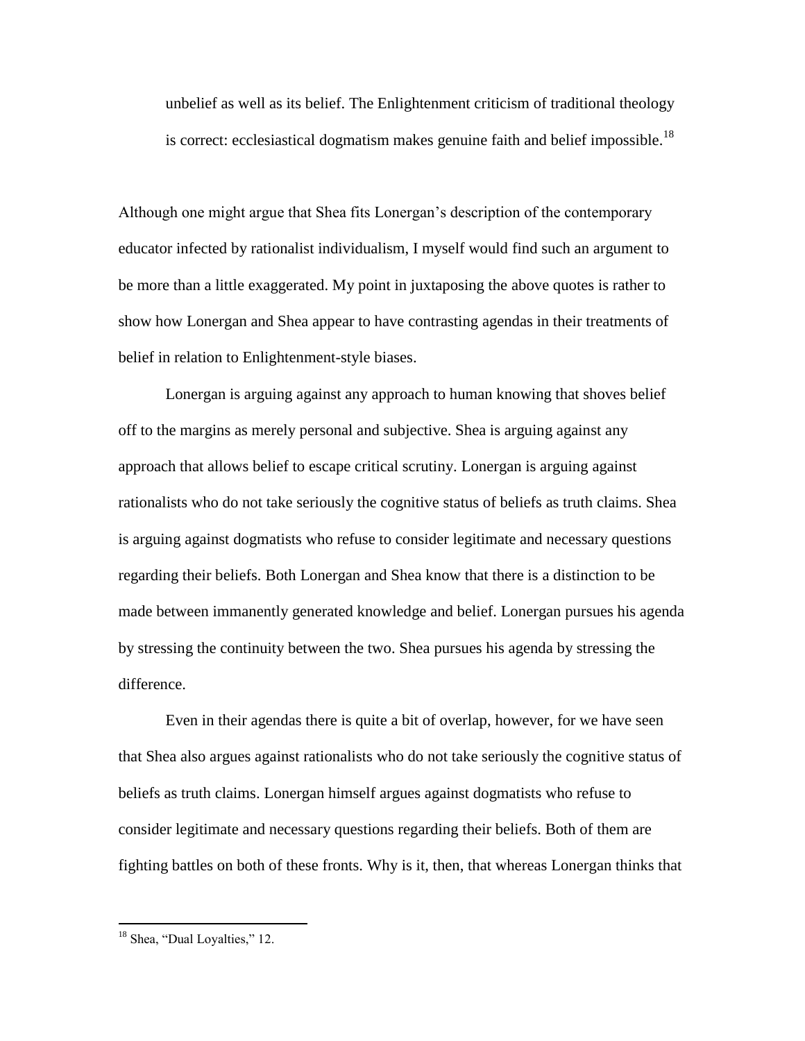> unbelief as well as its belief. The Enlightenment criticism of traditional theology is correct: ecclesiastical dogmatism makes genuine faith and belief impossible.[18]

Although one might argue that Shea fits Lonergan's description of the contemporary educator infected by rationalist individualism, I myself would find such an argument to be more than a little exaggerated. My point in juxtaposing the above quotes is rather to show how Lonergan and Shea appear to have contrasting agendas in their treatments of belief in relation to Enlightenment-style biases.

Lonergan is arguing against any approach to human knowing that shoves belief off to the margins as merely personal and subjective. Shea is arguing against any approach that allows belief to escape critical scrutiny. Lonergan is arguing against rationalists who do not take seriously the cognitive status of beliefs as truth claims. Shea is arguing against dogmatists who refuse to consider legitimate and necessary questions regarding their beliefs. Both Lonergan and Shea know that there is a distinction to be made between immanently generated knowledge and belief. Lonergan pursues his agenda by stressing the continuity between the two. Shea pursues his agenda by stressing the difference.

Even in their agendas there is quite a bit of overlap, however, for we have seen that Shea also argues against rationalists who do not take seriously the cognitive status of beliefs as truth claims. Lonergan himself argues against dogmatists who refuse to consider legitimate and necessary questions regarding their beliefs. Both of them are fighting battles on both of these fronts. Why is it, then, that whereas Lonergan thinks that

---

[18] Shea, "Dual Loyalties," 12.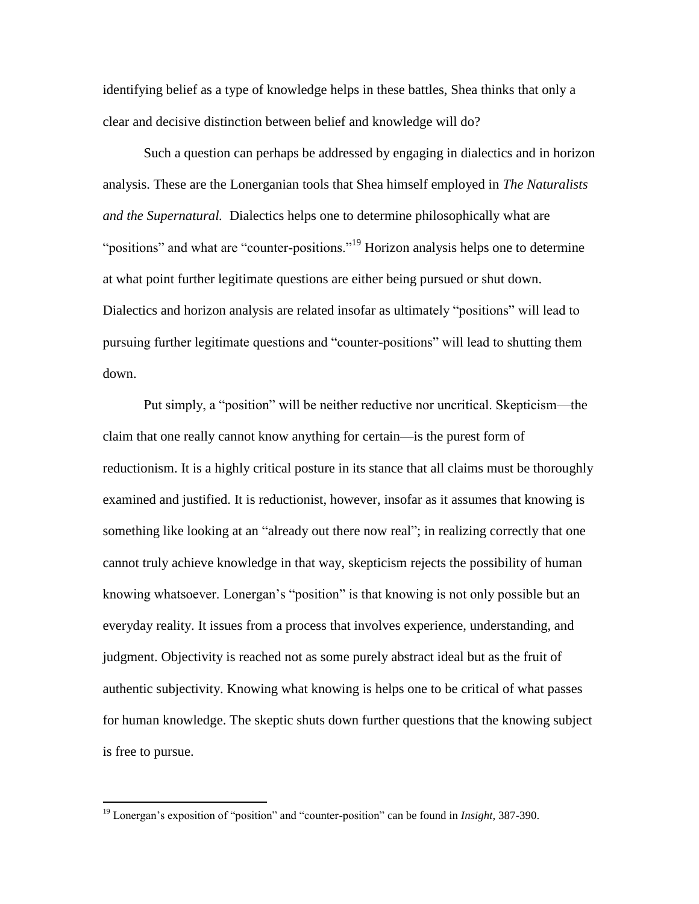identifying belief as a type of knowledge helps in these battles, Shea thinks that only a clear and decisive distinction between belief and knowledge will do?

Such a question can perhaps be addressed by engaging in dialectics and in horizon analysis. These are the Lonerganian tools that Shea himself employed in *The Naturalists and the Supernatural.* Dialectics helps one to determine philosophically what are "positions" and what are "counter-positions."[19] Horizon analysis helps one to determine at what point further legitimate questions are either being pursued or shut down. Dialectics and horizon analysis are related insofar as ultimately "positions" will lead to pursuing further legitimate questions and "counter-positions" will lead to shutting them down.

Put simply, a "position" will be neither reductive nor uncritical. Skepticism—the claim that one really cannot know anything for certain—is the purest form of reductionism. It is a highly critical posture in its stance that all claims must be thoroughly examined and justified. It is reductionist, however, insofar as it assumes that knowing is something like looking at an "already out there now real"; in realizing correctly that one cannot truly achieve knowledge in that way, skepticism rejects the possibility of human knowing whatsoever. Lonergan's "position" is that knowing is not only possible but an everyday reality. It issues from a process that involves experience, understanding, and judgment. Objectivity is reached not as some purely abstract ideal but as the fruit of authentic subjectivity. Knowing what knowing is helps one to be critical of what passes for human knowledge. The skeptic shuts down further questions that the knowing subject is free to pursue.

---

[19] Lonergan's exposition of "position" and "counter-position" can be found in *Insight*, 387-390.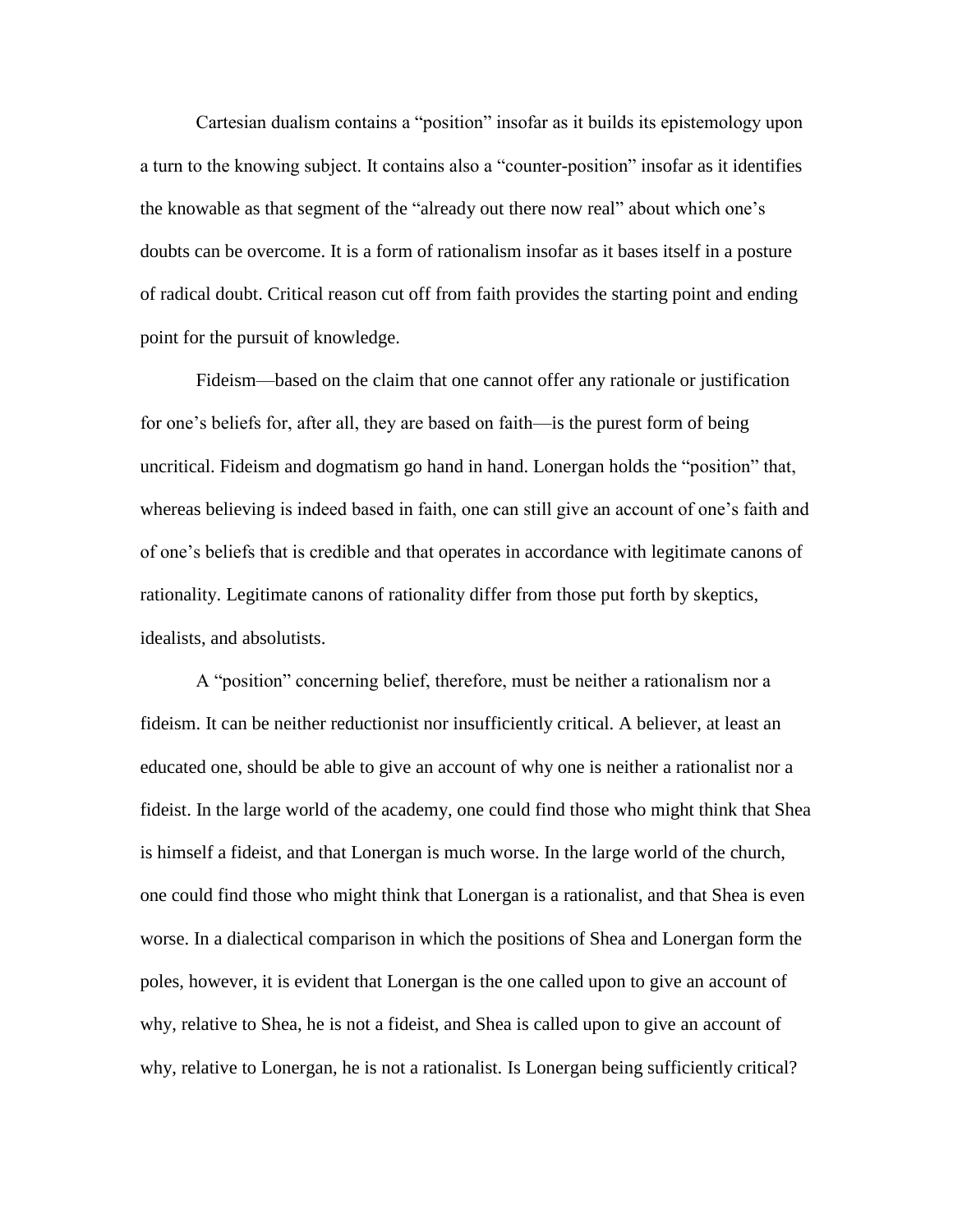Cartesian dualism contains a "position" insofar as it builds its epistemology upon a turn to the knowing subject. It contains also a "counter-position" insofar as it identifies the knowable as that segment of the "already out there now real" about which one's doubts can be overcome. It is a form of rationalism insofar as it bases itself in a posture of radical doubt. Critical reason cut off from faith provides the starting point and ending point for the pursuit of knowledge.

Fideism—based on the claim that one cannot offer any rationale or justification for one's beliefs for, after all, they are based on faith—is the purest form of being uncritical. Fideism and dogmatism go hand in hand. Lonergan holds the "position" that, whereas believing is indeed based in faith, one can still give an account of one's faith and of one's beliefs that is credible and that operates in accordance with legitimate canons of rationality. Legitimate canons of rationality differ from those put forth by skeptics, idealists, and absolutists.

A "position" concerning belief, therefore, must be neither a rationalism nor a fideism. It can be neither reductionist nor insufficiently critical. A believer, at least an educated one, should be able to give an account of why one is neither a rationalist nor a fideist. In the large world of the academy, one could find those who might think that Shea is himself a fideist, and that Lonergan is much worse. In the large world of the church, one could find those who might think that Lonergan is a rationalist, and that Shea is even worse. In a dialectical comparison in which the positions of Shea and Lonergan form the poles, however, it is evident that Lonergan is the one called upon to give an account of why, relative to Shea, he is not a fideist, and Shea is called upon to give an account of why, relative to Lonergan, he is not a rationalist. Is Lonergan being sufficiently critical?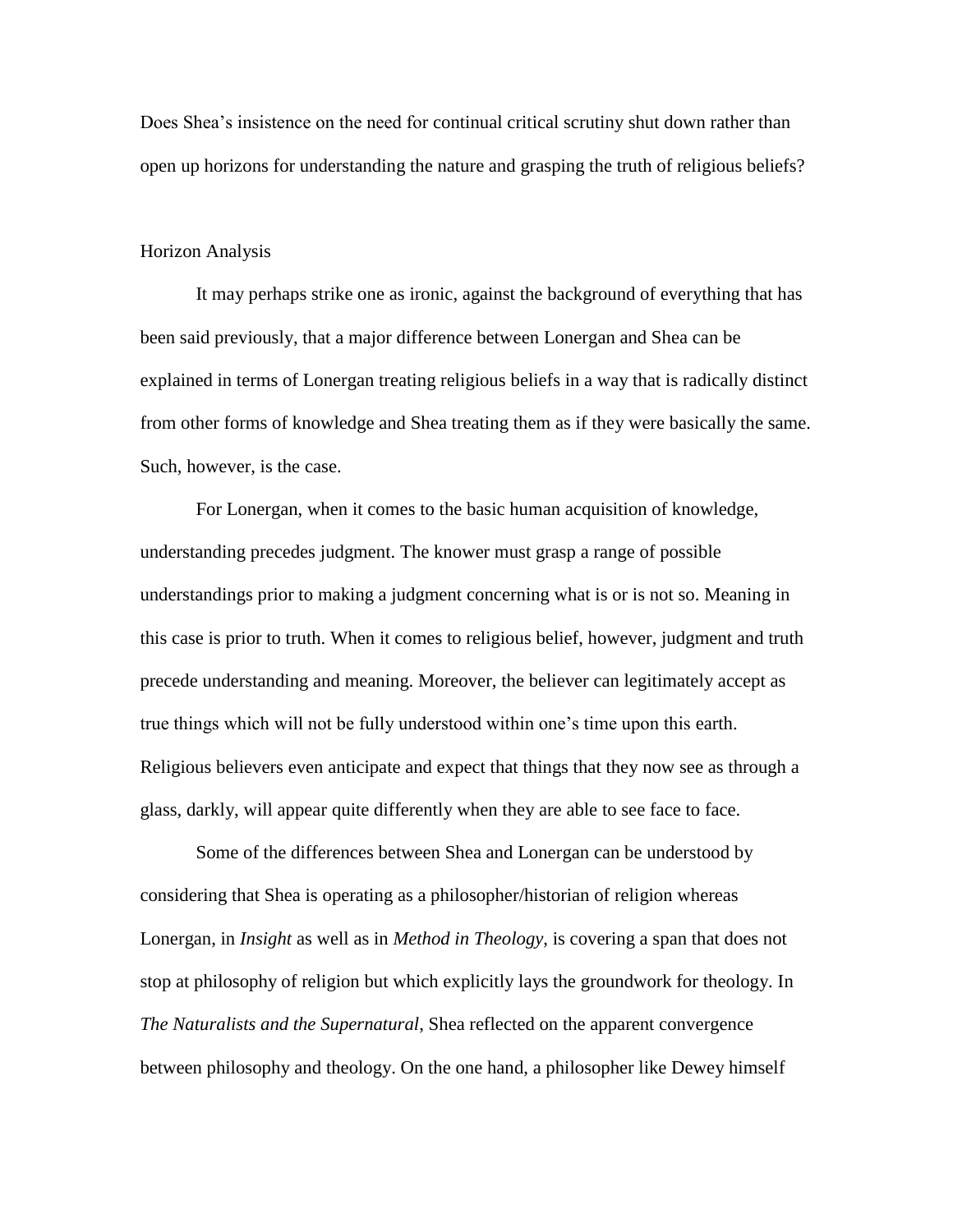Does Shea's insistence on the need for continual critical scrutiny shut down rather than open up horizons for understanding the nature and grasping the truth of religious beliefs?

## Horizon Analysis

It may perhaps strike one as ironic, against the background of everything that has been said previously, that a major difference between Lonergan and Shea can be explained in terms of Lonergan treating religious beliefs in a way that is radically distinct from other forms of knowledge and Shea treating them as if they were basically the same. Such, however, is the case.

For Lonergan, when it comes to the basic human acquisition of knowledge, understanding precedes judgment. The knower must grasp a range of possible understandings prior to making a judgment concerning what is or is not so. Meaning in this case is prior to truth. When it comes to religious belief, however, judgment and truth precede understanding and meaning. Moreover, the believer can legitimately accept as true things which will not be fully understood within one's time upon this earth. Religious believers even anticipate and expect that things that they now see as through a glass, darkly, will appear quite differently when they are able to see face to face.

Some of the differences between Shea and Lonergan can be understood by considering that Shea is operating as a philosopher/historian of religion whereas Lonergan, in *Insight* as well as in *Method in Theology*, is covering a span that does not stop at philosophy of religion but which explicitly lays the groundwork for theology. In *The Naturalists and the Supernatural*, Shea reflected on the apparent convergence between philosophy and theology. On the one hand, a philosopher like Dewey himself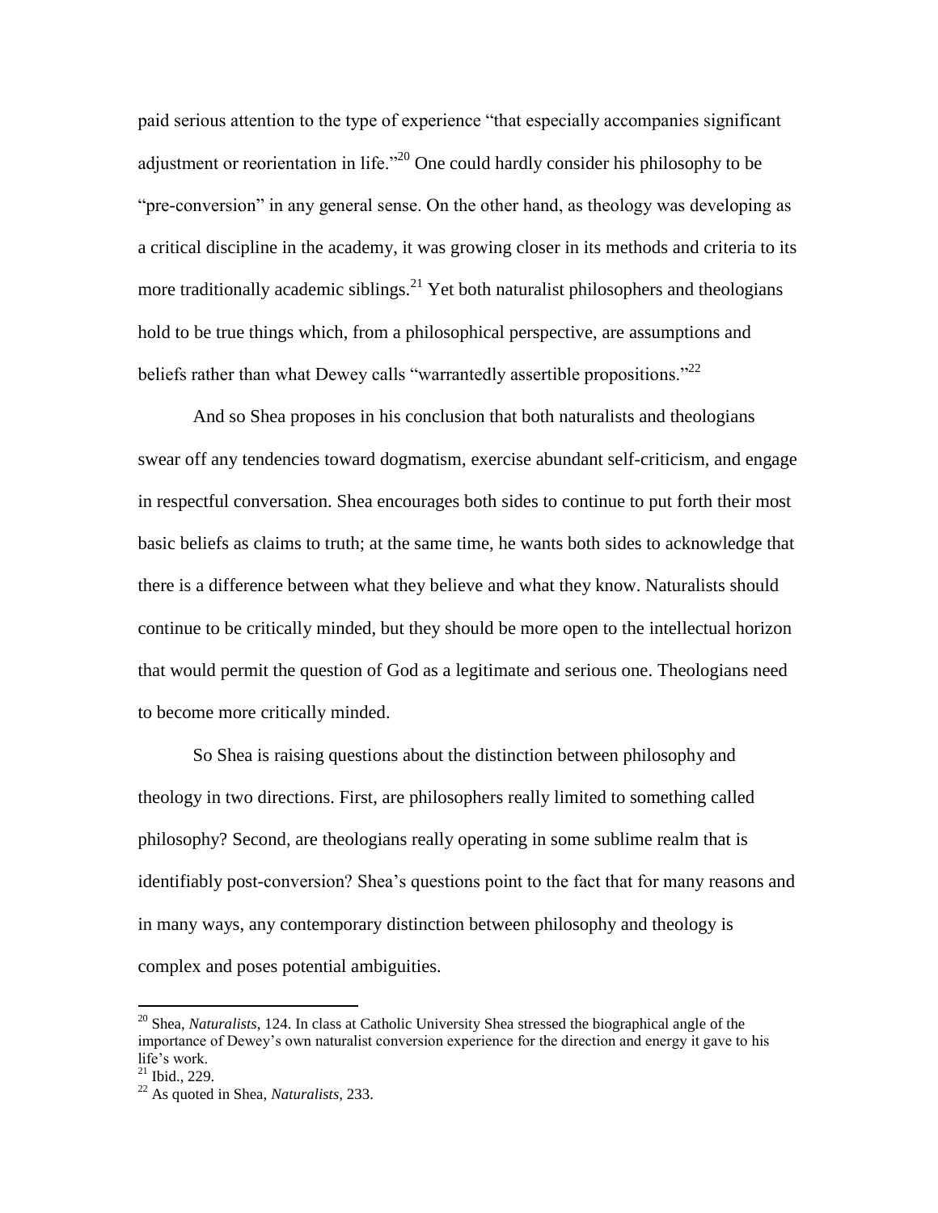paid serious attention to the type of experience "that especially accompanies significant adjustment or reorientation in life."[20] One could hardly consider his philosophy to be "pre-conversion" in any general sense. On the other hand, as theology was developing as a critical discipline in the academy, it was growing closer in its methods and criteria to its more traditionally academic siblings.[21] Yet both naturalist philosophers and theologians hold to be true things which, from a philosophical perspective, are assumptions and beliefs rather than what Dewey calls "warrantedly assertible propositions."[22]

And so Shea proposes in his conclusion that both naturalists and theologians swear off any tendencies toward dogmatism, exercise abundant self-criticism, and engage in respectful conversation. Shea encourages both sides to continue to put forth their most basic beliefs as claims to truth; at the same time, he wants both sides to acknowledge that there is a difference between what they believe and what they know. Naturalists should continue to be critically minded, but they should be more open to the intellectual horizon that would permit the question of God as a legitimate and serious one. Theologians need to become more critically minded.

So Shea is raising questions about the distinction between philosophy and theology in two directions. First, are philosophers really limited to something called philosophy? Second, are theologians really operating in some sublime realm that is identifiably post-conversion? Shea's questions point to the fact that for many reasons and in many ways, any contemporary distinction between philosophy and theology is complex and poses potential ambiguities.

---

[20] Shea, *Naturalists*, 124. In class at Catholic University Shea stressed the biographical angle of the importance of Dewey's own naturalist conversion experience for the direction and energy it gave to his life's work.

[21] Ibid., 229.

[22] As quoted in Shea, *Naturalists*, 233.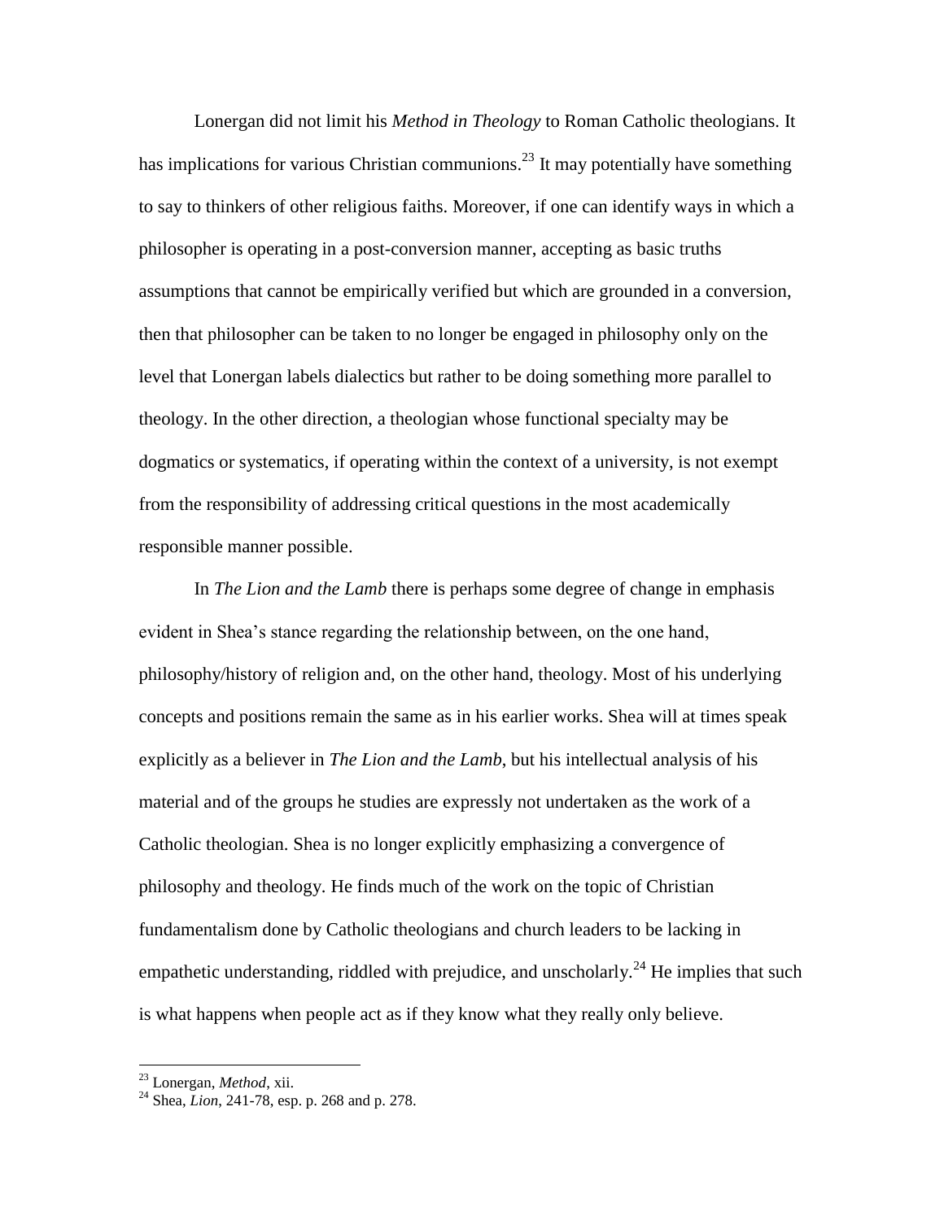Lonergan did not limit his *Method in Theology* to Roman Catholic theologians. It has implications for various Christian communions.[23] It may potentially have something to say to thinkers of other religious faiths. Moreover, if one can identify ways in which a philosopher is operating in a post-conversion manner, accepting as basic truths assumptions that cannot be empirically verified but which are grounded in a conversion, then that philosopher can be taken to no longer be engaged in philosophy only on the level that Lonergan labels dialectics but rather to be doing something more parallel to theology. In the other direction, a theologian whose functional specialty may be dogmatics or systematics, if operating within the context of a university, is not exempt from the responsibility of addressing critical questions in the most academically responsible manner possible.

In *The Lion and the Lamb* there is perhaps some degree of change in emphasis evident in Shea's stance regarding the relationship between, on the one hand, philosophy/history of religion and, on the other hand, theology. Most of his underlying concepts and positions remain the same as in his earlier works. Shea will at times speak explicitly as a believer in *The Lion and the Lamb*, but his intellectual analysis of his material and of the groups he studies are expressly not undertaken as the work of a Catholic theologian. Shea is no longer explicitly emphasizing a convergence of philosophy and theology. He finds much of the work on the topic of Christian fundamentalism done by Catholic theologians and church leaders to be lacking in empathetic understanding, riddled with prejudice, and unscholarly.[24] He implies that such is what happens when people act as if they know what they really only believe.

[23] Lonergan, *Method*, xii.

[24] Shea, *Lion*, 241-78, esp. p. 268 and p. 278.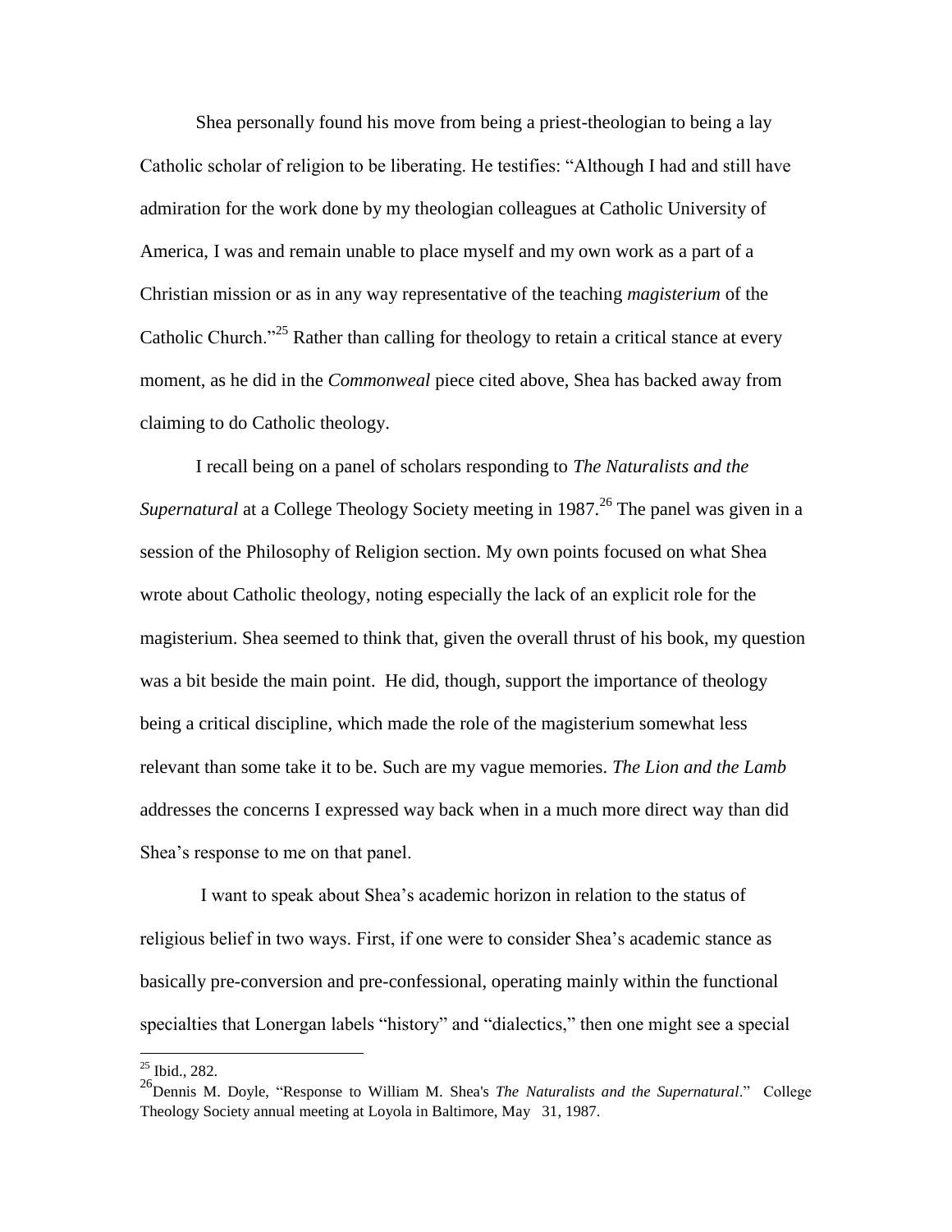Shea personally found his move from being a priest-theologian to being a lay Catholic scholar of religion to be liberating. He testifies: "Although I had and still have admiration for the work done by my theologian colleagues at Catholic University of America, I was and remain unable to place myself and my own work as a part of a Christian mission or as in any way representative of the teaching *magisterium* of the Catholic Church."[25] Rather than calling for theology to retain a critical stance at every moment, as he did in the *Commonweal* piece cited above, Shea has backed away from claiming to do Catholic theology.

I recall being on a panel of scholars responding to *The Naturalists and the Supernatural* at a College Theology Society meeting in 1987.[26] The panel was given in a session of the Philosophy of Religion section. My own points focused on what Shea wrote about Catholic theology, noting especially the lack of an explicit role for the magisterium. Shea seemed to think that, given the overall thrust of his book, my question was a bit beside the main point. He did, though, support the importance of theology being a critical discipline, which made the role of the magisterium somewhat less relevant than some take it to be. Such are my vague memories. *The Lion and the Lamb* addresses the concerns I expressed way back when in a much more direct way than did Shea's response to me on that panel.

I want to speak about Shea's academic horizon in relation to the status of religious belief in two ways. First, if one were to consider Shea's academic stance as basically pre-conversion and pre-confessional, operating mainly within the functional specialties that Lonergan labels "history" and "dialectics," then one might see a special

---

[25] Ibid., 282.

[26] Dennis M. Doyle, "Response to William M. Shea's *The Naturalists and the Supernatural*." College Theology Society annual meeting at Loyola in Baltimore, May 31, 1987.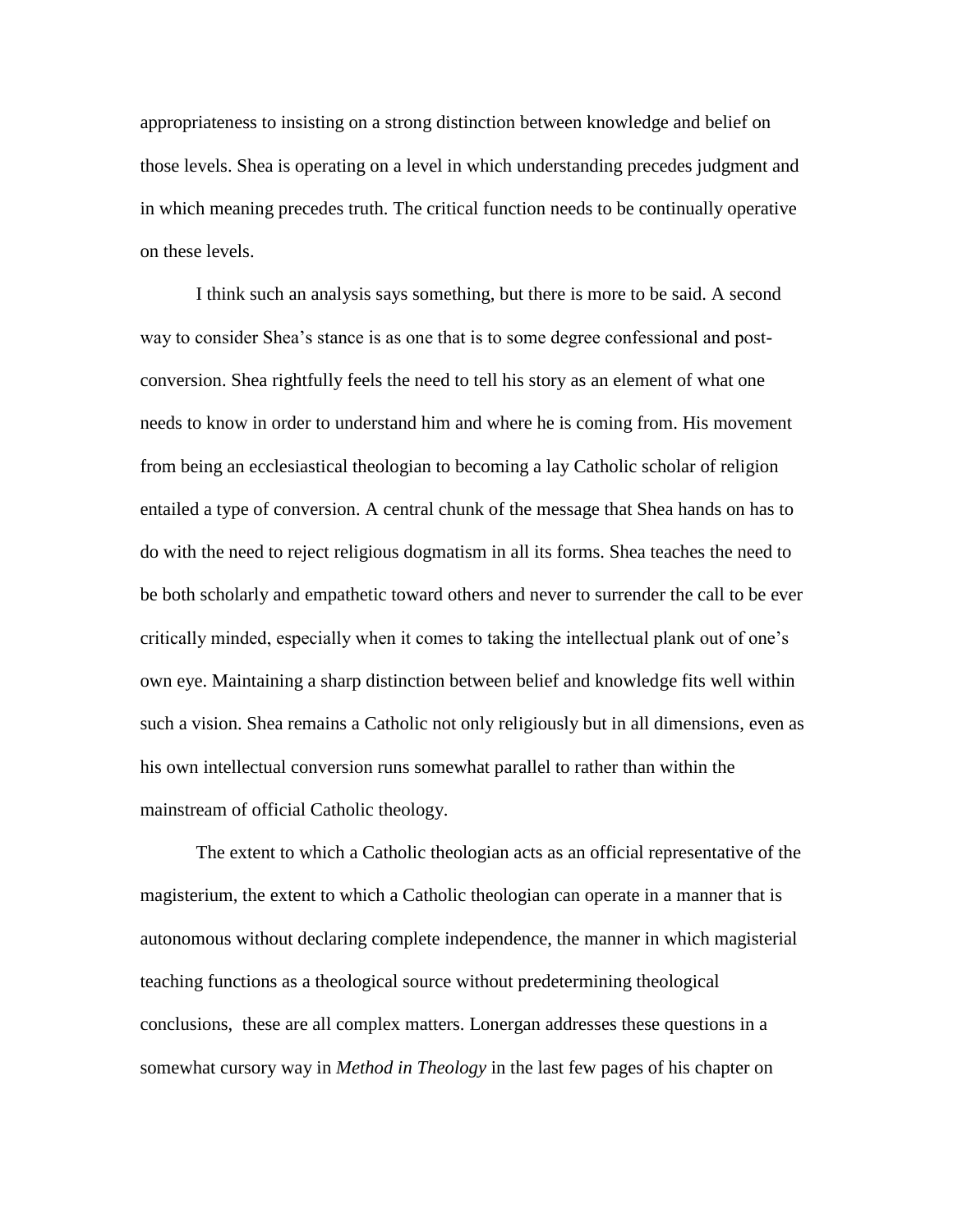appropriateness to insisting on a strong distinction between knowledge and belief on those levels. Shea is operating on a level in which understanding precedes judgment and in which meaning precedes truth. The critical function needs to be continually operative on these levels.

I think such an analysis says something, but there is more to be said. A second way to consider Shea's stance is as one that is to some degree confessional and post-conversion. Shea rightfully feels the need to tell his story as an element of what one needs to know in order to understand him and where he is coming from. His movement from being an ecclesiastical theologian to becoming a lay Catholic scholar of religion entailed a type of conversion. A central chunk of the message that Shea hands on has to do with the need to reject religious dogmatism in all its forms. Shea teaches the need to be both scholarly and empathetic toward others and never to surrender the call to be ever critically minded, especially when it comes to taking the intellectual plank out of one's own eye. Maintaining a sharp distinction between belief and knowledge fits well within such a vision. Shea remains a Catholic not only religiously but in all dimensions, even as his own intellectual conversion runs somewhat parallel to rather than within the mainstream of official Catholic theology.

The extent to which a Catholic theologian acts as an official representative of the magisterium, the extent to which a Catholic theologian can operate in a manner that is autonomous without declaring complete independence, the manner in which magisterial teaching functions as a theological source without predetermining theological conclusions, these are all complex matters. Lonergan addresses these questions in a somewhat cursory way in *Method in Theology* in the last few pages of his chapter on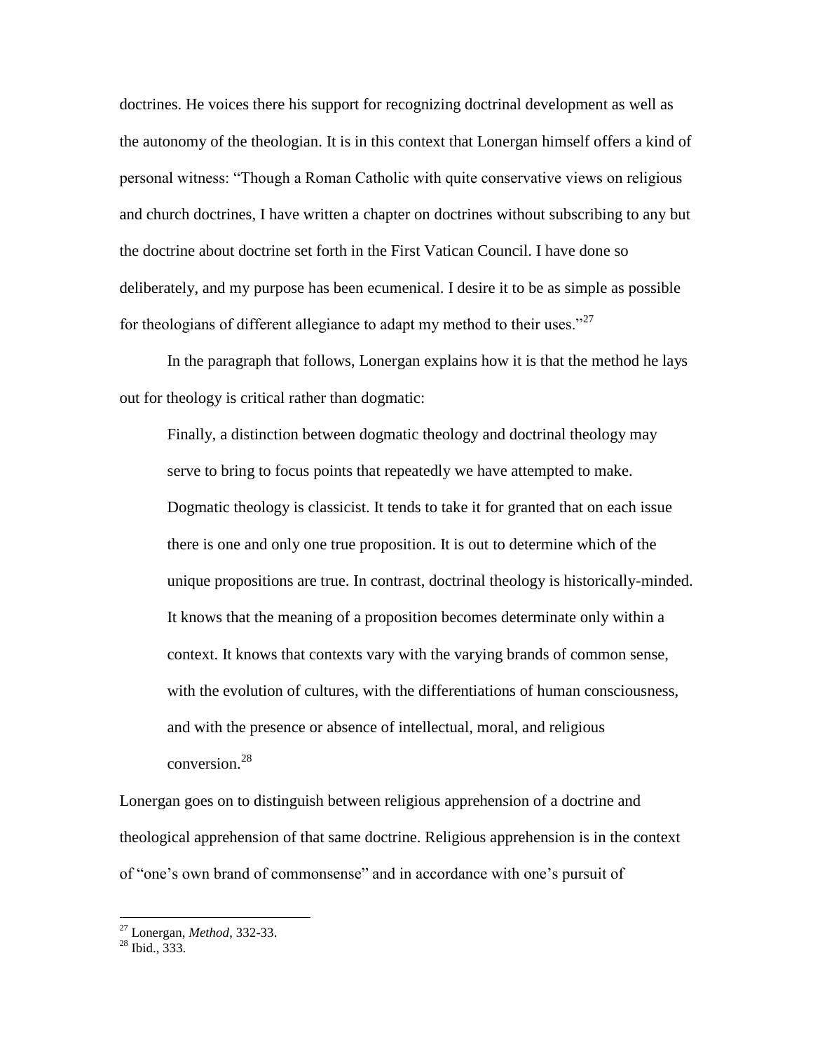doctrines. He voices there his support for recognizing doctrinal development as well as the autonomy of the theologian. It is in this context that Lonergan himself offers a kind of personal witness: "Though a Roman Catholic with quite conservative views on religious and church doctrines, I have written a chapter on doctrines without subscribing to any but the doctrine about doctrine set forth in the First Vatican Council. I have done so deliberately, and my purpose has been ecumenical. I desire it to be as simple as possible for theologians of different allegiance to adapt my method to their uses."[27]

In the paragraph that follows, Lonergan explains how it is that the method he lays out for theology is critical rather than dogmatic:

> Finally, a distinction between dogmatic theology and doctrinal theology may serve to bring to focus points that repeatedly we have attempted to make. Dogmatic theology is classicist. It tends to take it for granted that on each issue there is one and only one true proposition. It is out to determine which of the unique propositions are true. In contrast, doctrinal theology is historically-minded. It knows that the meaning of a proposition becomes determinate only within a context. It knows that contexts vary with the varying brands of common sense, with the evolution of cultures, with the differentiations of human consciousness, and with the presence or absence of intellectual, moral, and religious conversion.[28]

Lonergan goes on to distinguish between religious apprehension of a doctrine and theological apprehension of that same doctrine. Religious apprehension is in the context of "one's own brand of commonsense" and in accordance with one's pursuit of

---

[27] Lonergan, *Method*, 332-33.

[28] Ibid., 333.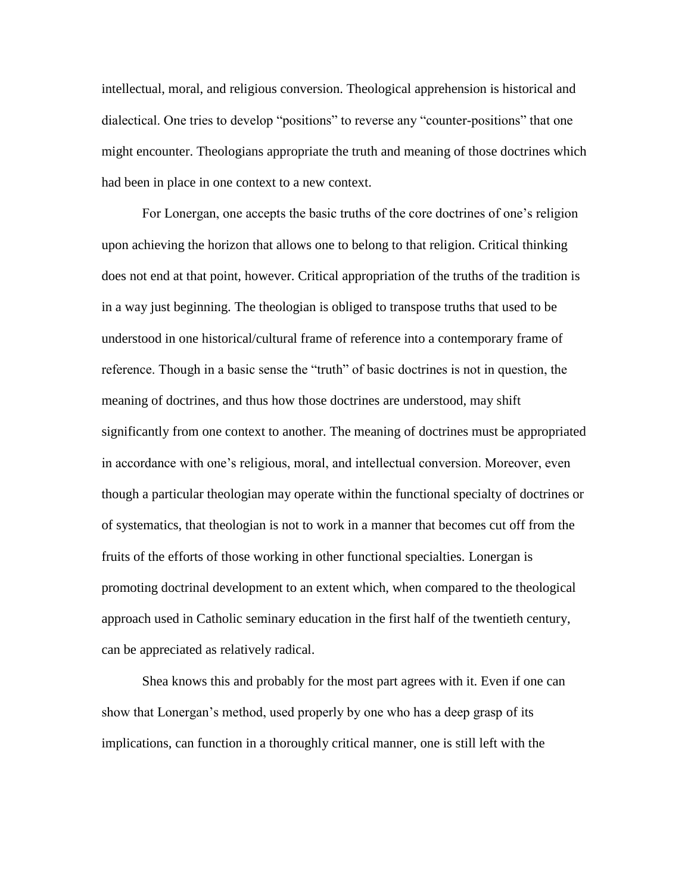intellectual, moral, and religious conversion. Theological apprehension is historical and dialectical. One tries to develop "positions" to reverse any "counter-positions" that one might encounter. Theologians appropriate the truth and meaning of those doctrines which had been in place in one context to a new context.

For Lonergan, one accepts the basic truths of the core doctrines of one's religion upon achieving the horizon that allows one to belong to that religion. Critical thinking does not end at that point, however. Critical appropriation of the truths of the tradition is in a way just beginning. The theologian is obliged to transpose truths that used to be understood in one historical/cultural frame of reference into a contemporary frame of reference. Though in a basic sense the "truth" of basic doctrines is not in question, the meaning of doctrines, and thus how those doctrines are understood, may shift significantly from one context to another. The meaning of doctrines must be appropriated in accordance with one's religious, moral, and intellectual conversion. Moreover, even though a particular theologian may operate within the functional specialty of doctrines or of systematics, that theologian is not to work in a manner that becomes cut off from the fruits of the efforts of those working in other functional specialties. Lonergan is promoting doctrinal development to an extent which, when compared to the theological approach used in Catholic seminary education in the first half of the twentieth century, can be appreciated as relatively radical.

Shea knows this and probably for the most part agrees with it. Even if one can show that Lonergan's method, used properly by one who has a deep grasp of its implications, can function in a thoroughly critical manner, one is still left with the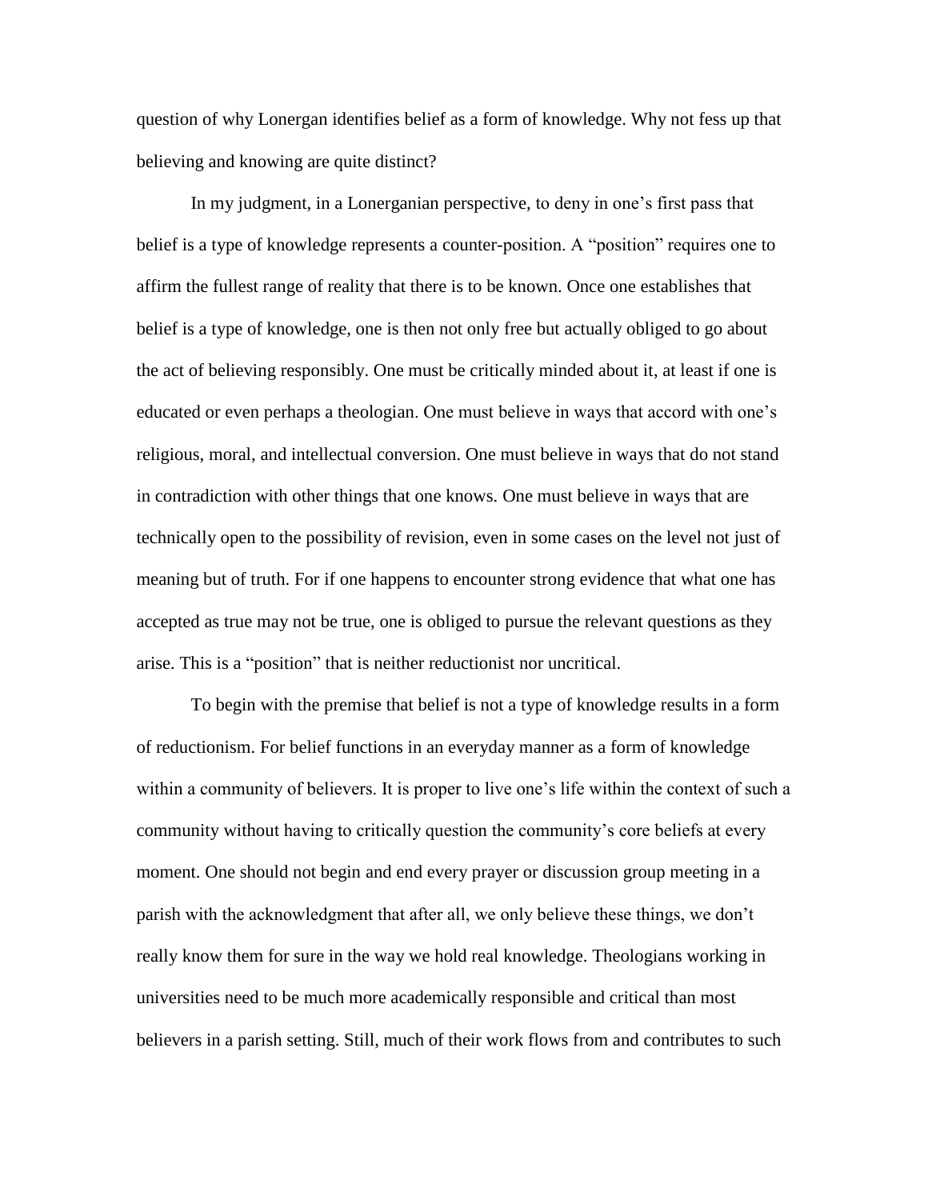question of why Lonergan identifies belief as a form of knowledge. Why not fess up that believing and knowing are quite distinct?

In my judgment, in a Lonerganian perspective, to deny in one's first pass that belief is a type of knowledge represents a counter-position. A "position" requires one to affirm the fullest range of reality that there is to be known. Once one establishes that belief is a type of knowledge, one is then not only free but actually obliged to go about the act of believing responsibly. One must be critically minded about it, at least if one is educated or even perhaps a theologian. One must believe in ways that accord with one's religious, moral, and intellectual conversion. One must believe in ways that do not stand in contradiction with other things that one knows. One must believe in ways that are technically open to the possibility of revision, even in some cases on the level not just of meaning but of truth. For if one happens to encounter strong evidence that what one has accepted as true may not be true, one is obliged to pursue the relevant questions as they arise. This is a "position" that is neither reductionist nor uncritical.

To begin with the premise that belief is not a type of knowledge results in a form of reductionism. For belief functions in an everyday manner as a form of knowledge within a community of believers. It is proper to live one's life within the context of such a community without having to critically question the community's core beliefs at every moment. One should not begin and end every prayer or discussion group meeting in a parish with the acknowledgment that after all, we only believe these things, we don't really know them for sure in the way we hold real knowledge. Theologians working in universities need to be much more academically responsible and critical than most believers in a parish setting. Still, much of their work flows from and contributes to such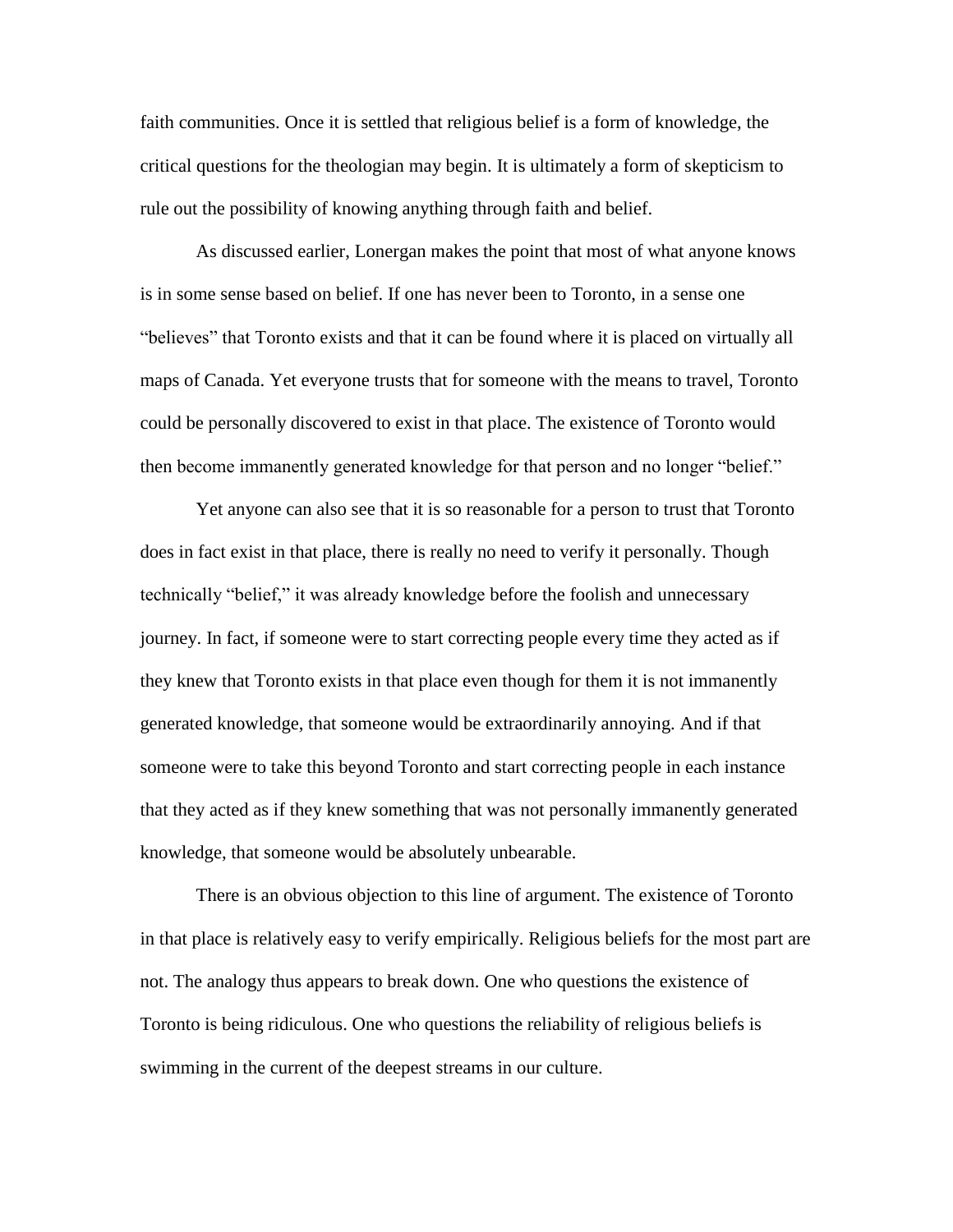faith communities. Once it is settled that religious belief is a form of knowledge, the critical questions for the theologian may begin. It is ultimately a form of skepticism to rule out the possibility of knowing anything through faith and belief.

As discussed earlier, Lonergan makes the point that most of what anyone knows is in some sense based on belief. If one has never been to Toronto, in a sense one "believes" that Toronto exists and that it can be found where it is placed on virtually all maps of Canada. Yet everyone trusts that for someone with the means to travel, Toronto could be personally discovered to exist in that place. The existence of Toronto would then become immanently generated knowledge for that person and no longer "belief."

Yet anyone can also see that it is so reasonable for a person to trust that Toronto does in fact exist in that place, there is really no need to verify it personally. Though technically "belief," it was already knowledge before the foolish and unnecessary journey. In fact, if someone were to start correcting people every time they acted as if they knew that Toronto exists in that place even though for them it is not immanently generated knowledge, that someone would be extraordinarily annoying. And if that someone were to take this beyond Toronto and start correcting people in each instance that they acted as if they knew something that was not personally immanently generated knowledge, that someone would be absolutely unbearable.

There is an obvious objection to this line of argument. The existence of Toronto in that place is relatively easy to verify empirically. Religious beliefs for the most part are not. The analogy thus appears to break down. One who questions the existence of Toronto is being ridiculous. One who questions the reliability of religious beliefs is swimming in the current of the deepest streams in our culture.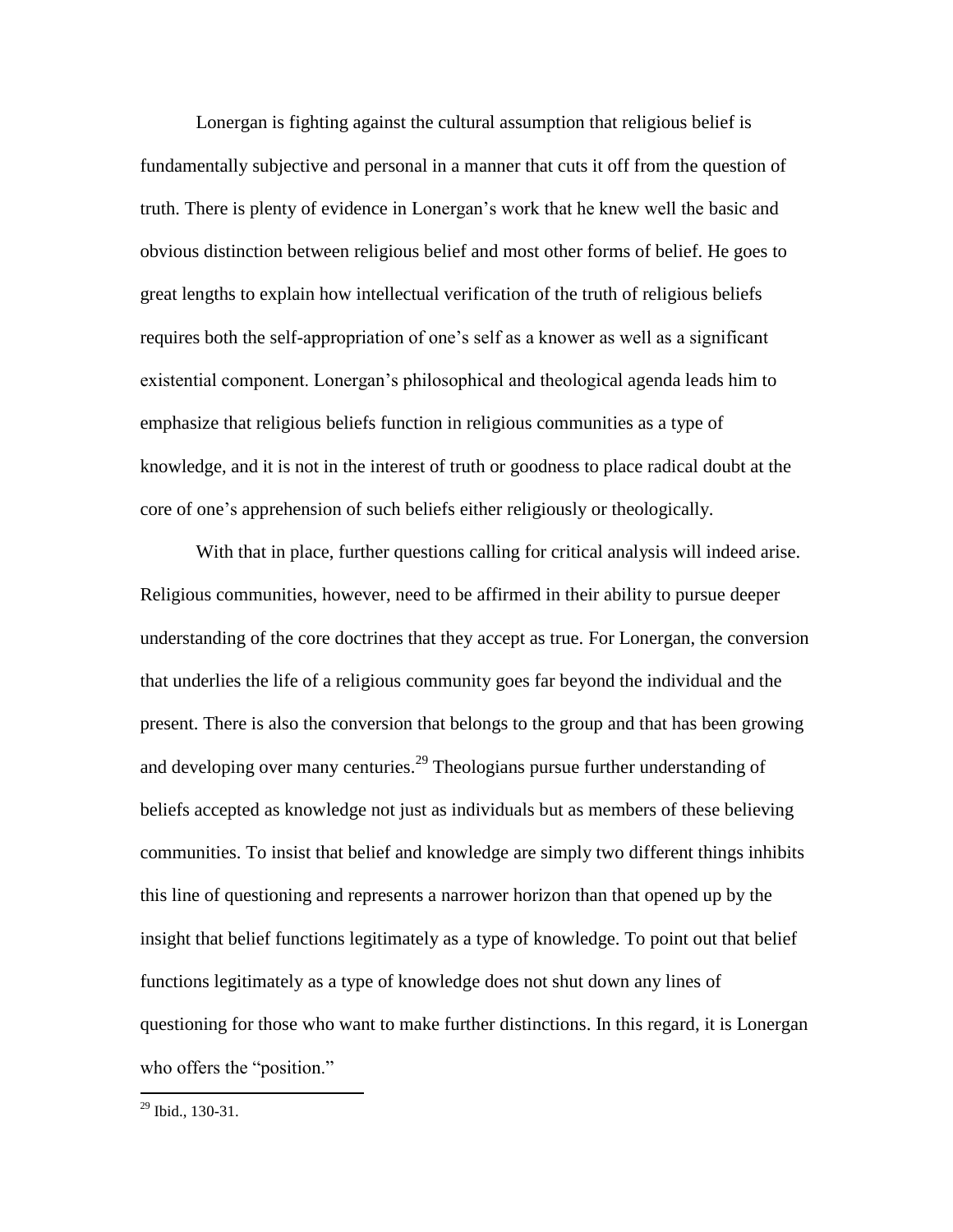Lonergan is fighting against the cultural assumption that religious belief is fundamentally subjective and personal in a manner that cuts it off from the question of truth. There is plenty of evidence in Lonergan's work that he knew well the basic and obvious distinction between religious belief and most other forms of belief. He goes to great lengths to explain how intellectual verification of the truth of religious beliefs requires both the self-appropriation of one's self as a knower as well as a significant existential component. Lonergan's philosophical and theological agenda leads him to emphasize that religious beliefs function in religious communities as a type of knowledge, and it is not in the interest of truth or goodness to place radical doubt at the core of one's apprehension of such beliefs either religiously or theologically.

With that in place, further questions calling for critical analysis will indeed arise. Religious communities, however, need to be affirmed in their ability to pursue deeper understanding of the core doctrines that they accept as true. For Lonergan, the conversion that underlies the life of a religious community goes far beyond the individual and the present. There is also the conversion that belongs to the group and that has been growing and developing over many centuries.[29] Theologians pursue further understanding of beliefs accepted as knowledge not just as individuals but as members of these believing communities. To insist that belief and knowledge are simply two different things inhibits this line of questioning and represents a narrower horizon than that opened up by the insight that belief functions legitimately as a type of knowledge. To point out that belief functions legitimately as a type of knowledge does not shut down any lines of questioning for those who want to make further distinctions. In this regard, it is Lonergan who offers the "position."

---

[29] Ibid., 130-31.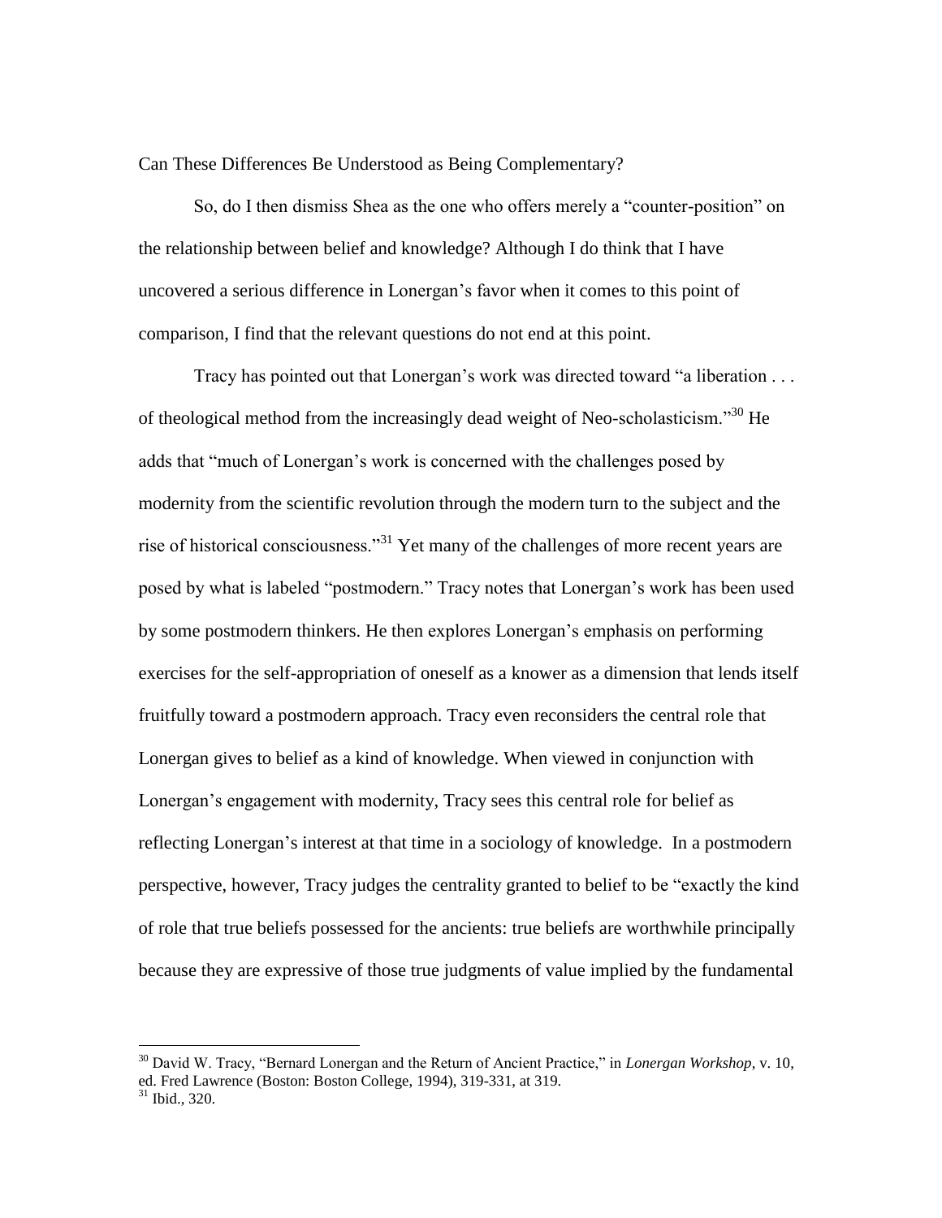## Can These Differences Be Understood as Being Complementary?

So, do I then dismiss Shea as the one who offers merely a "counter-position" on the relationship between belief and knowledge? Although I do think that I have uncovered a serious difference in Lonergan's favor when it comes to this point of comparison, I find that the relevant questions do not end at this point.

Tracy has pointed out that Lonergan's work was directed toward "a liberation . . . of theological method from the increasingly dead weight of Neo-scholasticism."[30] He adds that "much of Lonergan's work is concerned with the challenges posed by modernity from the scientific revolution through the modern turn to the subject and the rise of historical consciousness."[31] Yet many of the challenges of more recent years are posed by what is labeled "postmodern." Tracy notes that Lonergan's work has been used by some postmodern thinkers. He then explores Lonergan's emphasis on performing exercises for the self-appropriation of oneself as a knower as a dimension that lends itself fruitfully toward a postmodern approach. Tracy even reconsiders the central role that Lonergan gives to belief as a kind of knowledge. When viewed in conjunction with Lonergan's engagement with modernity, Tracy sees this central role for belief as reflecting Lonergan's interest at that time in a sociology of knowledge. In a postmodern perspective, however, Tracy judges the centrality granted to belief to be "exactly the kind of role that true beliefs possessed for the ancients: true beliefs are worthwhile principally because they are expressive of those true judgments of value implied by the fundamental

---

[30] David W. Tracy, "Bernard Lonergan and the Return of Ancient Practice," in *Lonergan Workshop*, v. 10, ed. Fred Lawrence (Boston: Boston College, 1994), 319-331, at 319.

[31] Ibid., 320.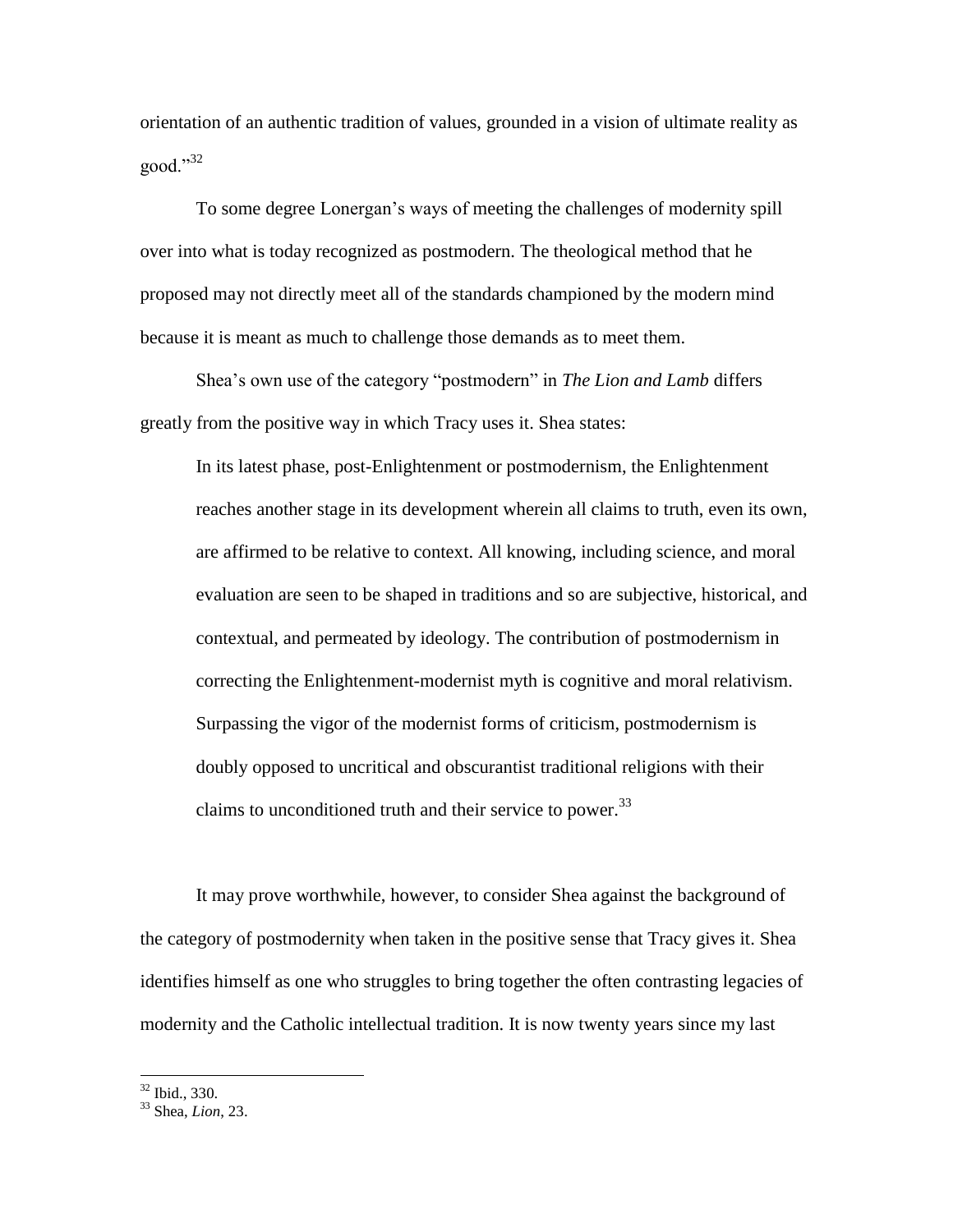orientation of an authentic tradition of values, grounded in a vision of ultimate reality as good."[32]

To some degree Lonergan's ways of meeting the challenges of modernity spill over into what is today recognized as postmodern. The theological method that he proposed may not directly meet all of the standards championed by the modern mind because it is meant as much to challenge those demands as to meet them.

Shea's own use of the category "postmodern" in *The Lion and Lamb* differs greatly from the positive way in which Tracy uses it. Shea states:

> In its latest phase, post-Enlightenment or postmodernism, the Enlightenment reaches another stage in its development wherein all claims to truth, even its own, are affirmed to be relative to context. All knowing, including science, and moral evaluation are seen to be shaped in traditions and so are subjective, historical, and contextual, and permeated by ideology. The contribution of postmodernism in correcting the Enlightenment-modernist myth is cognitive and moral relativism. Surpassing the vigor of the modernist forms of criticism, postmodernism is doubly opposed to uncritical and obscurantist traditional religions with their claims to unconditioned truth and their service to power.[33]

It may prove worthwhile, however, to consider Shea against the background of the category of postmodernity when taken in the positive sense that Tracy gives it. Shea identifies himself as one who struggles to bring together the often contrasting legacies of modernity and the Catholic intellectual tradition. It is now twenty years since my last

---

[32] Ibid., 330.

[33] Shea, *Lion*, 23.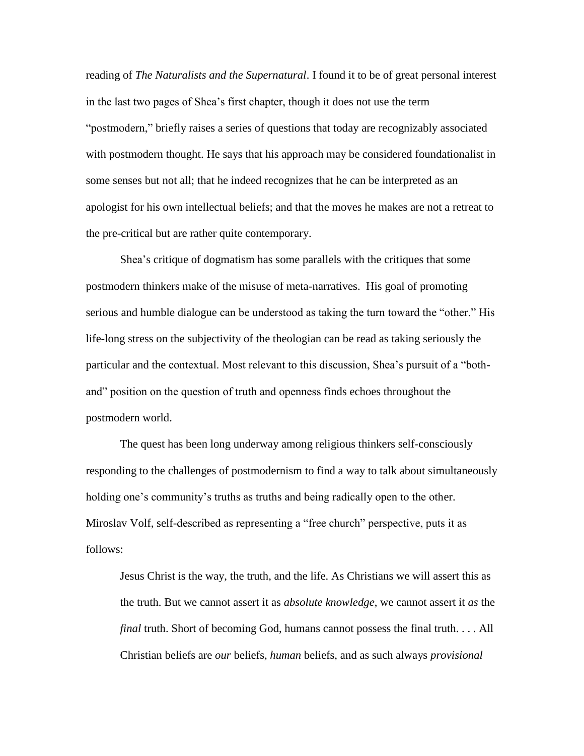reading of *The Naturalists and the Supernatural*. I found it to be of great personal interest in the last two pages of Shea's first chapter, though it does not use the term "postmodern," briefly raises a series of questions that today are recognizably associated with postmodern thought. He says that his approach may be considered foundationalist in some senses but not all; that he indeed recognizes that he can be interpreted as an apologist for his own intellectual beliefs; and that the moves he makes are not a retreat to the pre-critical but are rather quite contemporary.

Shea's critique of dogmatism has some parallels with the critiques that some postmodern thinkers make of the misuse of meta-narratives. His goal of promoting serious and humble dialogue can be understood as taking the turn toward the "other." His life-long stress on the subjectivity of the theologian can be read as taking seriously the particular and the contextual. Most relevant to this discussion, Shea's pursuit of a "both-and" position on the question of truth and openness finds echoes throughout the postmodern world.

The quest has been long underway among religious thinkers self-consciously responding to the challenges of postmodernism to find a way to talk about simultaneously holding one's community's truths as truths and being radically open to the other. Miroslav Volf, self-described as representing a "free church" perspective, puts it as follows:

> Jesus Christ is the way, the truth, and the life. As Christians we will assert this as the truth. But we cannot assert it as *absolute knowledge*, we cannot assert it *as* the *final* truth. Short of becoming God, humans cannot possess the final truth. . . . All Christian beliefs are *our* beliefs, *human* beliefs, and as such always *provisional*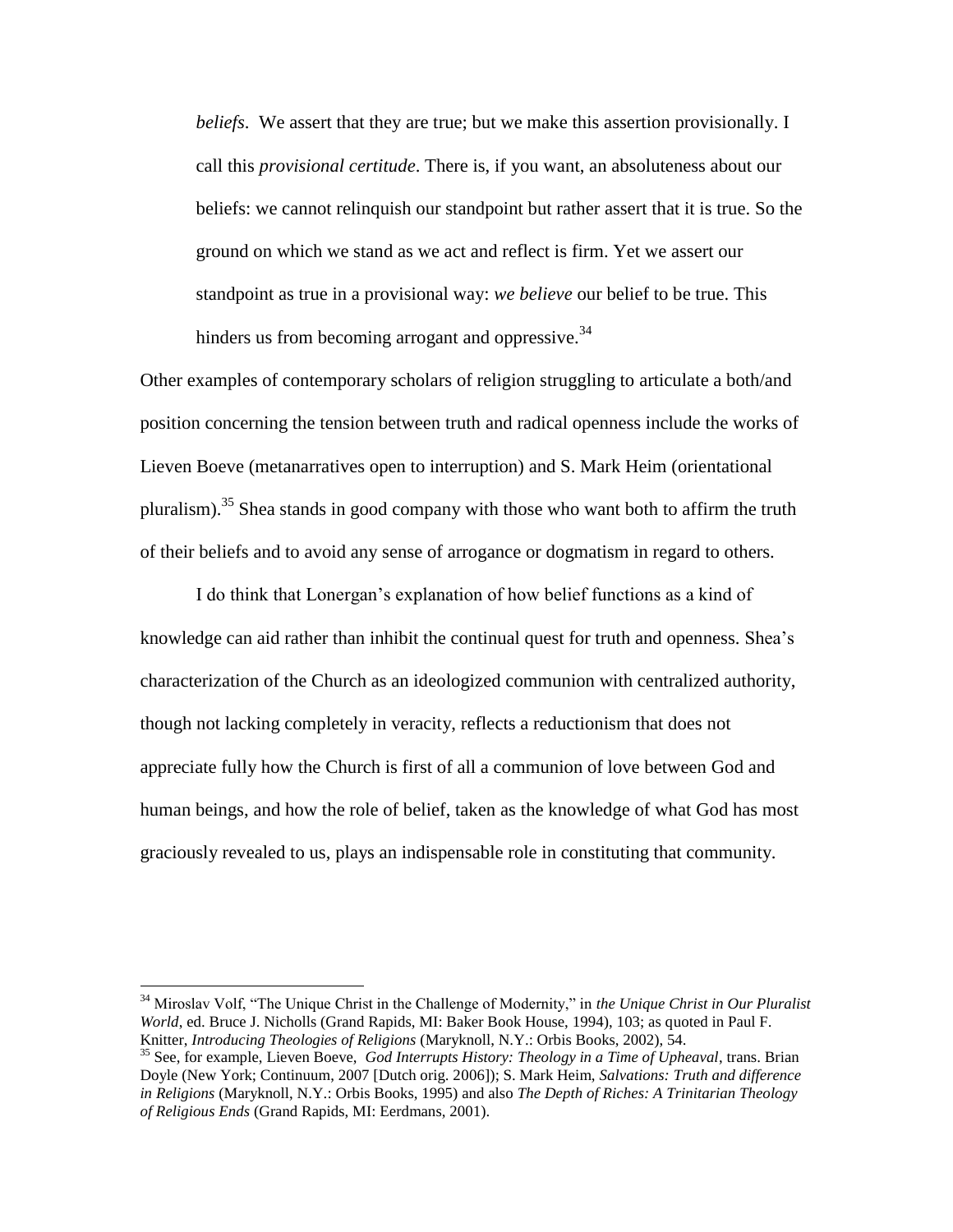> *beliefs*. We assert that they are true; but we make this assertion provisionally. I call this *provisional certitude*. There is, if you want, an absoluteness about our beliefs: we cannot relinquish our standpoint but rather assert that it is true. So the ground on which we stand as we act and reflect is firm. Yet we assert our standpoint as true in a provisional way: *we believe* our belief to be true. This hinders us from becoming arrogant and oppressive.[34]

Other examples of contemporary scholars of religion struggling to articulate a both/and position concerning the tension between truth and radical openness include the works of Lieven Boeve (metanarratives open to interruption) and S. Mark Heim (orientational pluralism).[35] Shea stands in good company with those who want both to affirm the truth of their beliefs and to avoid any sense of arrogance or dogmatism in regard to others.

I do think that Lonergan's explanation of how belief functions as a kind of knowledge can aid rather than inhibit the continual quest for truth and openness. Shea's characterization of the Church as an ideologized communion with centralized authority, though not lacking completely in veracity, reflects a reductionism that does not appreciate fully how the Church is first of all a communion of love between God and human beings, and how the role of belief, taken as the knowledge of what God has most graciously revealed to us, plays an indispensable role in constituting that community.

---

[34] Miroslav Volf, "The Unique Christ in the Challenge of Modernity," in *the Unique Christ in Our Pluralist World*, ed. Bruce J. Nicholls (Grand Rapids, MI: Baker Book House, 1994), 103; as quoted in Paul F. Knitter, *Introducing Theologies of Religions* (Maryknoll, N.Y.: Orbis Books, 2002), 54.

[35] See, for example, Lieven Boeve, *God Interrupts History: Theology in a Time of Upheaval*, trans. Brian Doyle (New York; Continuum, 2007 [Dutch orig. 2006]); S. Mark Heim, *Salvations: Truth and difference in Religions* (Maryknoll, N.Y.: Orbis Books, 1995) and also *The Depth of Riches: A Trinitarian Theology of Religious Ends* (Grand Rapids, MI: Eerdmans, 2001).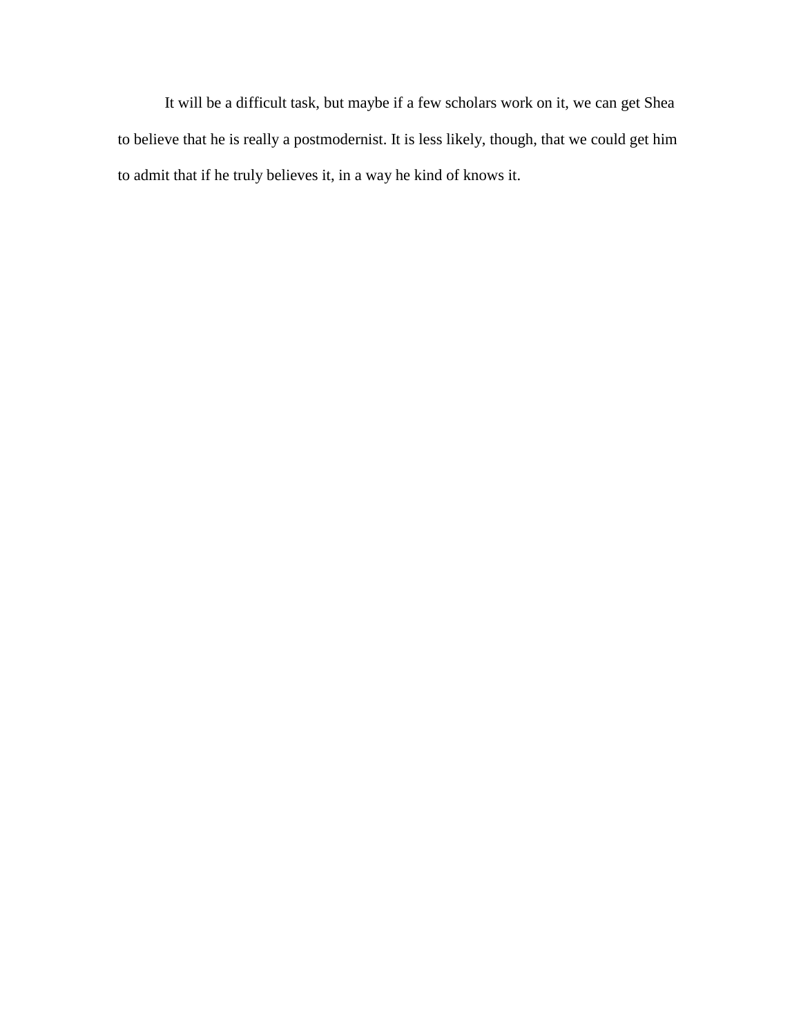It will be a difficult task, but maybe if a few scholars work on it, we can get Shea to believe that he is really a postmodernist. It is less likely, though, that we could get him to admit that if he truly believes it, in a way he kind of knows it.